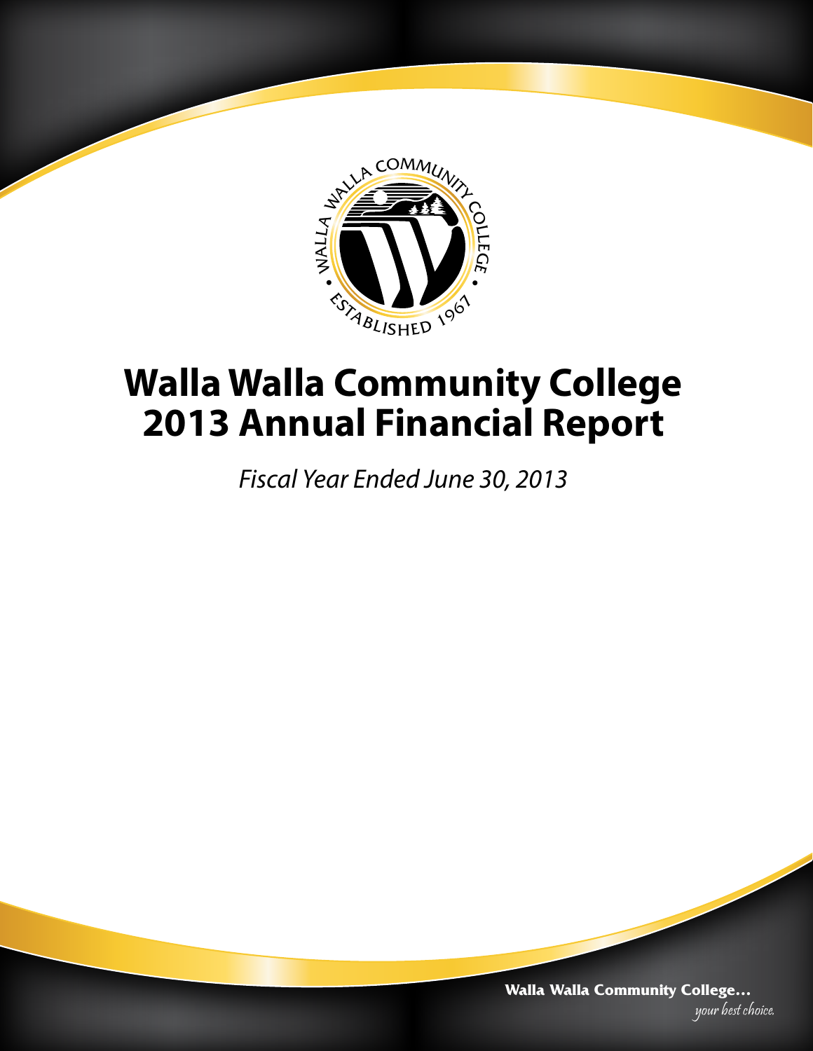# Walla Walla Community College 2013 Annual Financial Report

*Fiscal Year Ended June 30, 2013*

**Walla Walla Community College...**
*your best choice.*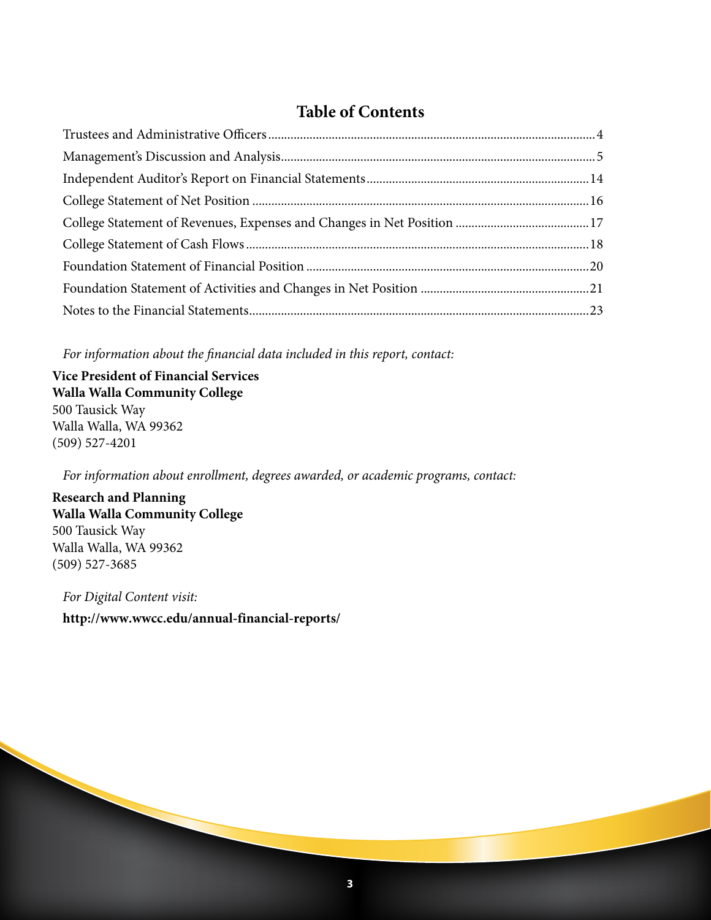## Table of Contents

| | |
|---|---|
| Trustees and Administrative Officers | 4 |
| Management's Discussion and Analysis | 5 |
| Independent Auditor's Report on Financial Statements | 14 |
| College Statement of Net Position | 16 |
| College Statement of Revenues, Expenses and Changes in Net Position | 17 |
| College Statement of Cash Flows | 18 |
| Foundation Statement of Financial Position | 20 |
| Foundation Statement of Activities and Changes in Net Position | 21 |
| Notes to the Financial Statements | 23 |

*For information about the financial data included in this report, contact:*

**Vice President of Financial Services**
**Walla Walla Community College**
500 Tausick Way
Walla Walla, WA 99362
(509) 527-4201

*For information about enrollment, degrees awarded, or academic programs, contact:*

**Research and Planning**
**Walla Walla Community College**
500 Tausick Way
Walla Walla, WA 99362
(509) 527-3685

*For Digital Content visit:*

**http://www.wwcc.edu/annual-financial-reports/**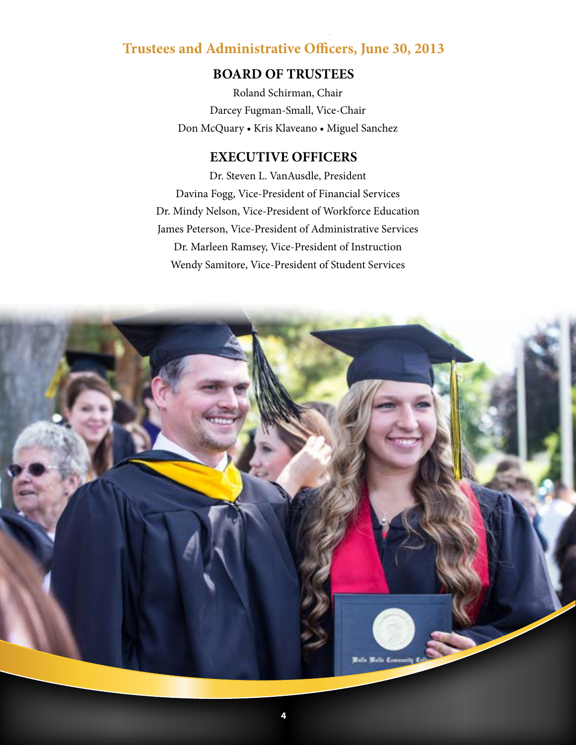## Trustees and Administrative Officers, June 30, 2013

### BOARD OF TRUSTEES

Roland Schirman, Chair

Darcey Fugman-Small, Vice-Chair

Don McQuary • Kris Klaveano • Miguel Sanchez

### EXECUTIVE OFFICERS

Dr. Steven L. VanAusdle, President

Davina Fogg, Vice-President of Financial Services

Dr. Mindy Nelson, Vice-President of Workforce Education

James Peterson, Vice-President of Administrative Services

Dr. Marleen Ramsey, Vice-President of Instruction

Wendy Samitore, Vice-President of Student Services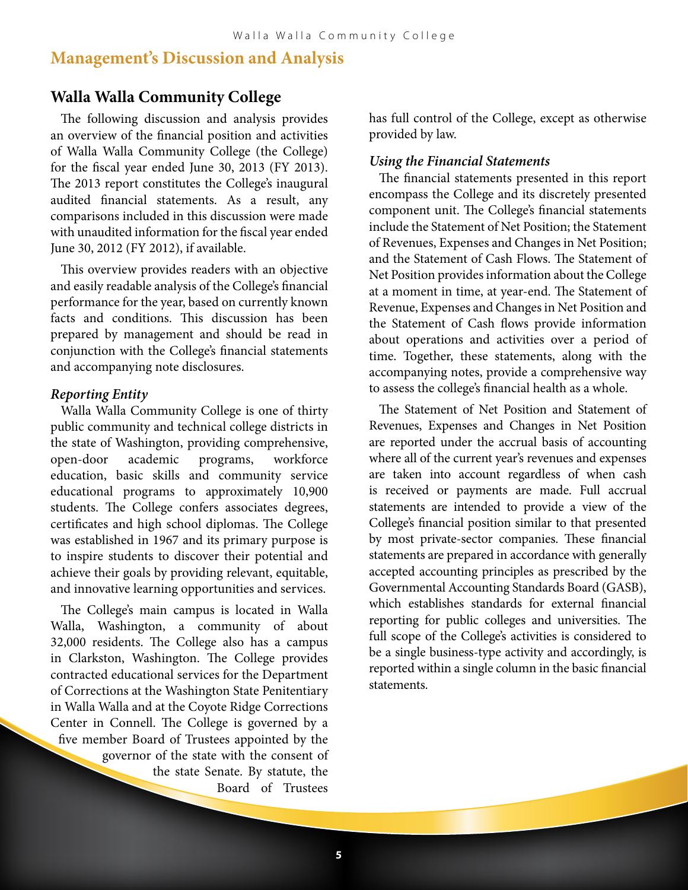# Management's Discussion and Analysis

## Walla Walla Community College

The following discussion and analysis provides an overview of the financial position and activities of Walla Walla Community College (the College) for the fiscal year ended June 30, 2013 (FY 2013). The 2013 report constitutes the College's inaugural audited financial statements. As a result, any comparisons included in this discussion were made with unaudited information for the fiscal year ended June 30, 2012 (FY 2012), if available.

This overview provides readers with an objective and easily readable analysis of the College's financial performance for the year, based on currently known facts and conditions. This discussion has been prepared by management and should be read in conjunction with the College's financial statements and accompanying note disclosures.

### *Reporting Entity*

Walla Walla Community College is one of thirty public community and technical college districts in the state of Washington, providing comprehensive, open-door academic programs, workforce education, basic skills and community service educational programs to approximately 10,900 students. The College confers associates degrees, certificates and high school diplomas. The College was established in 1967 and its primary purpose is to inspire students to discover their potential and achieve their goals by providing relevant, equitable, and innovative learning opportunities and services.

The College's main campus is located in Walla Walla, Washington, a community of about 32,000 residents. The College also has a campus in Clarkston, Washington. The College provides contracted educational services for the Department of Corrections at the Washington State Penitentiary in Walla Walla and at the Coyote Ridge Corrections Center in Connell. The College is governed by a five member Board of Trustees appointed by the governor of the state with the consent of the state Senate. By statute, the Board of Trustees has full control of the College, except as otherwise provided by law.

### *Using the Financial Statements*

The financial statements presented in this report encompass the College and its discretely presented component unit. The College's financial statements include the Statement of Net Position; the Statement of Revenues, Expenses and Changes in Net Position; and the Statement of Cash Flows. The Statement of Net Position provides information about the College at a moment in time, at year-end. The Statement of Revenue, Expenses and Changes in Net Position and the Statement of Cash flows provide information about operations and activities over a period of time. Together, these statements, along with the accompanying notes, provide a comprehensive way to assess the college's financial health as a whole.

The Statement of Net Position and Statement of Revenues, Expenses and Changes in Net Position are reported under the accrual basis of accounting where all of the current year's revenues and expenses are taken into account regardless of when cash is received or payments are made. Full accrual statements are intended to provide a view of the College's financial position similar to that presented by most private-sector companies. These financial statements are prepared in accordance with generally accepted accounting principles as prescribed by the Governmental Accounting Standards Board (GASB), which establishes standards for external financial reporting for public colleges and universities. The full scope of the College's activities is considered to be a single business-type activity and accordingly, is reported within a single column in the basic financial statements.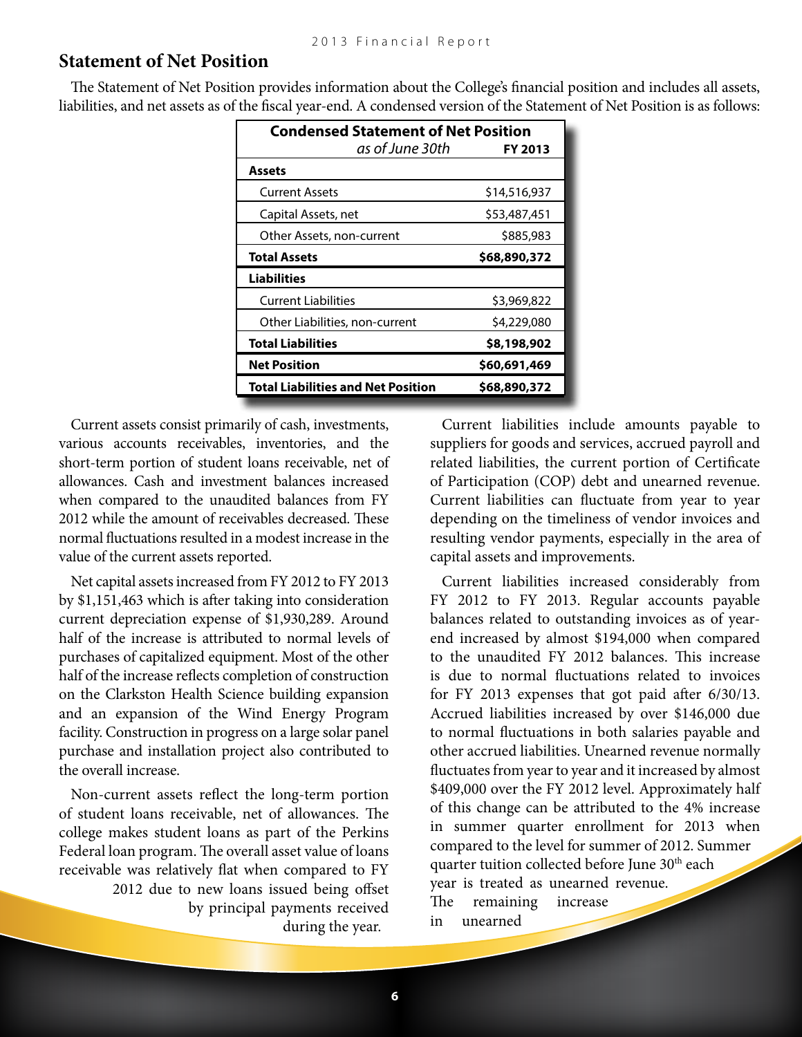## Statement of Net Position

The Statement of Net Position provides information about the College's financial position and includes all assets, liabilities, and net assets as of the fiscal year-end. A condensed version of the Statement of Net Position is as follows:

| **Condensed Statement of Net Position** *as of June 30th* | **FY 2013** |
|---|---|
| **Assets** | |
| Current Assets | $14,516,937 |
| Capital Assets, net | $53,487,451 |
| Other Assets, non-current | $885,983 |
| **Total Assets** | **$68,890,372** |
| **Liabilities** | |
| Current Liabilities | $3,969,822 |
| Other Liabilities, non-current | $4,229,080 |
| **Total Liabilities** | **$8,198,902** |
| **Net Position** | **$60,691,469** |
| **Total Liabilities and Net Position** | **$68,890,372** |

Current assets consist primarily of cash, investments, various accounts receivables, inventories, and the short-term portion of student loans receivable, net of allowances. Cash and investment balances increased when compared to the unaudited balances from FY 2012 while the amount of receivables decreased. These normal fluctuations resulted in a modest increase in the value of the current assets reported.

Net capital assets increased from FY 2012 to FY 2013 by $1,151,463 which is after taking into consideration current depreciation expense of $1,930,289. Around half of the increase is attributed to normal levels of purchases of capitalized equipment. Most of the other half of the increase reflects completion of construction on the Clarkston Health Science building expansion and an expansion of the Wind Energy Program facility. Construction in progress on a large solar panel purchase and installation project also contributed to the overall increase.

Non-current assets reflect the long-term portion of student loans receivable, net of allowances. The college makes student loans as part of the Perkins Federal loan program. The overall asset value of loans receivable was relatively flat when compared to FY 2012 due to new loans issued being offset by principal payments received during the year.

Current liabilities include amounts payable to suppliers for goods and services, accrued payroll and related liabilities, the current portion of Certificate of Participation (COP) debt and unearned revenue. Current liabilities can fluctuate from year to year depending on the timeliness of vendor invoices and resulting vendor payments, especially in the area of capital assets and improvements.

Current liabilities increased considerably from FY 2012 to FY 2013. Regular accounts payable balances related to outstanding invoices as of year-end increased by almost $194,000 when compared to the unaudited FY 2012 balances. This increase is due to normal fluctuations related to invoices for FY 2013 expenses that got paid after 6/30/13. Accrued liabilities increased by over $146,000 due to normal fluctuations in both salaries payable and other accrued liabilities. Unearned revenue normally fluctuates from year to year and it increased by almost $409,000 over the FY 2012 level. Approximately half of this change can be attributed to the 4% increase in summer quarter enrollment for 2013 when compared to the level for summer of 2012. Summer quarter tuition collected before June 30th each year is treated as unearned revenue. The remaining increase in unearned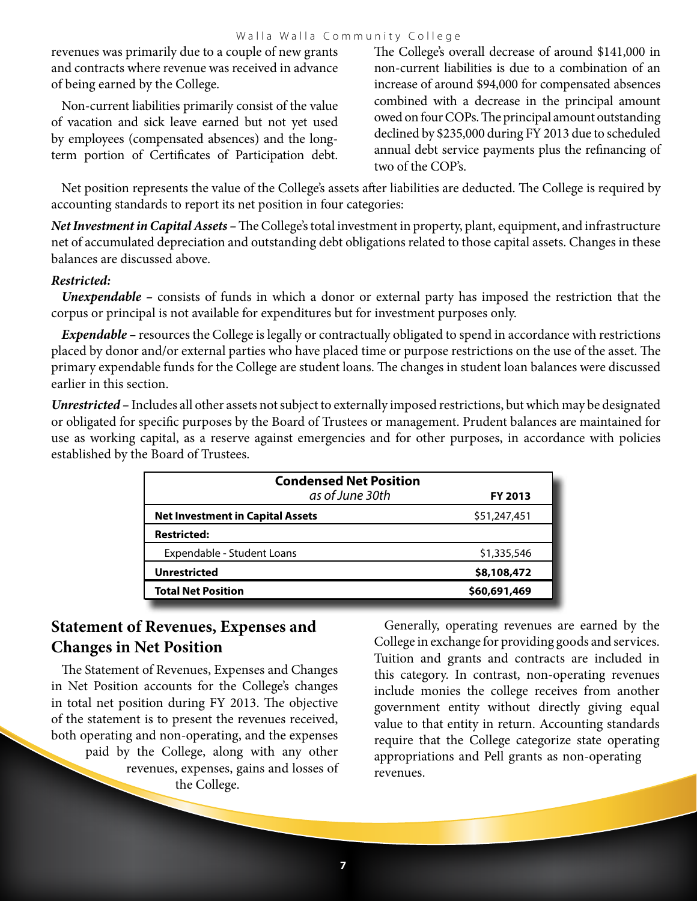revenues was primarily due to a couple of new grants and contracts where revenue was received in advance of being earned by the College.

Non-current liabilities primarily consist of the value of vacation and sick leave earned but not yet used by employees (compensated absences) and the long-term portion of Certificates of Participation debt. The College's overall decrease of around $141,000 in non-current liabilities is due to a combination of an increase of around $94,000 for compensated absences combined with a decrease in the principal amount owed on four COPs. The principal amount outstanding declined by $235,000 during FY 2013 due to scheduled annual debt service payments plus the refinancing of two of the COP's.

Net position represents the value of the College's assets after liabilities are deducted. The College is required by accounting standards to report its net position in four categories:

***Net Investment in Capital Assets*** – The College's total investment in property, plant, equipment, and infrastructure net of accumulated depreciation and outstanding debt obligations related to those capital assets. Changes in these balances are discussed above.

***Restricted:***

***Unexpendable*** – consists of funds in which a donor or external party has imposed the restriction that the corpus or principal is not available for expenditures but for investment purposes only.

***Expendable*** – resources the College is legally or contractually obligated to spend in accordance with restrictions placed by donor and/or external parties who have placed time or purpose restrictions on the use of the asset. The primary expendable funds for the College are student loans. The changes in student loan balances were discussed earlier in this section.

***Unrestricted*** – Includes all other assets not subject to externally imposed restrictions, but which may be designated or obligated for specific purposes by the Board of Trustees or management. Prudent balances are maintained for use as working capital, as a reserve against emergencies and for other purposes, in accordance with policies established by the Board of Trustees.

| **Condensed Net Position** *as of June 30th* | **FY 2013** |
|---|---|
| **Net Investment in Capital Assets** | $51,247,451 |
| **Restricted:** | |
| Expendable - Student Loans | $1,335,546 |
| **Unrestricted** | **$8,108,472** |
| **Total Net Position** | **$60,691,469** |

## Statement of Revenues, Expenses and Changes in Net Position

The Statement of Revenues, Expenses and Changes in Net Position accounts for the College's changes in total net position during FY 2013. The objective of the statement is to present the revenues received, both operating and non-operating, and the expenses paid by the College, along with any other revenues, expenses, gains and losses of the College.

Generally, operating revenues are earned by the College in exchange for providing goods and services. Tuition and grants and contracts are included in this category. In contrast, non-operating revenues include monies the college receives from another government entity without directly giving equal value to that entity in return. Accounting standards require that the College categorize state operating appropriations and Pell grants as non-operating revenues.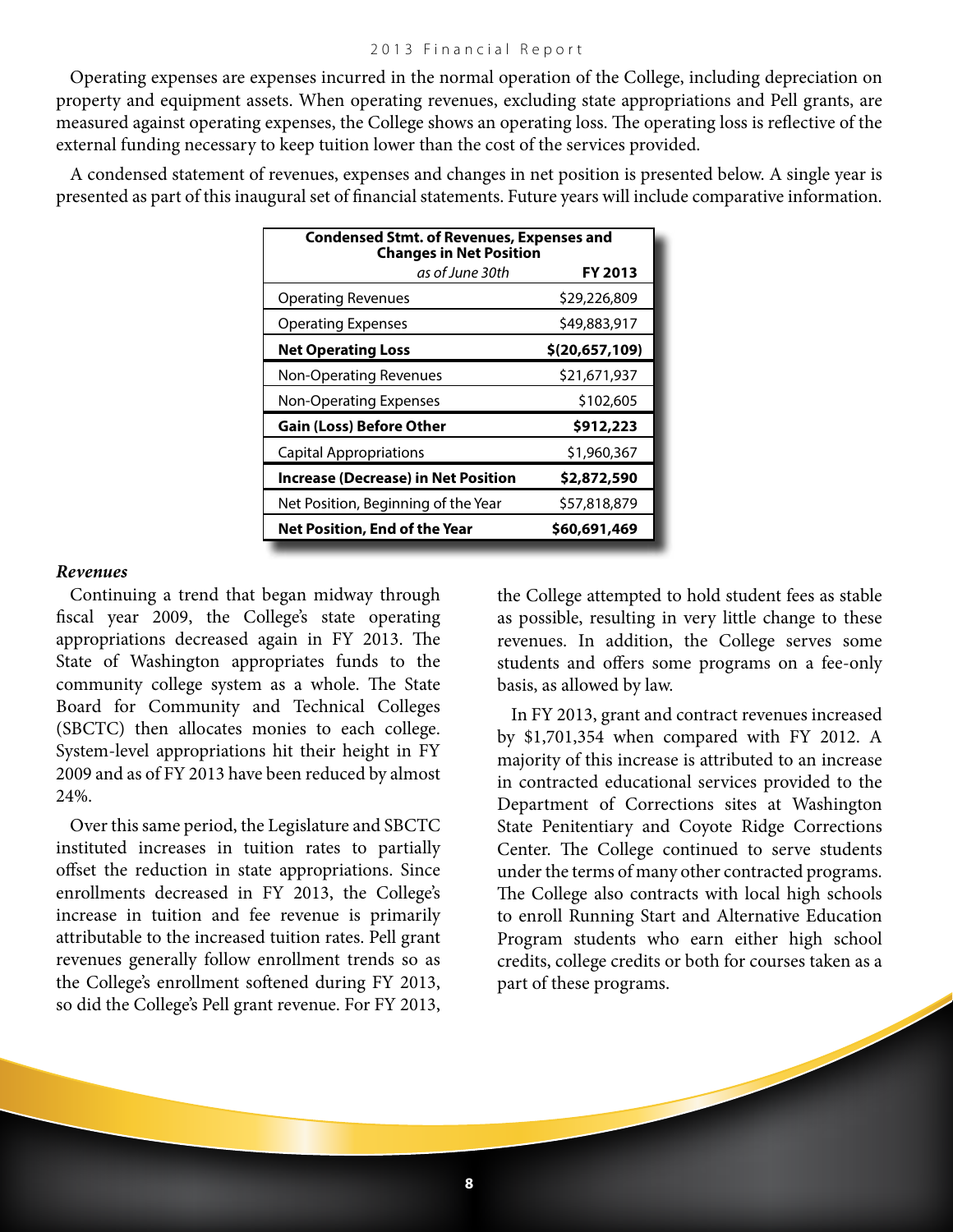Operating expenses are expenses incurred in the normal operation of the College, including depreciation on property and equipment assets. When operating revenues, excluding state appropriations and Pell grants, are measured against operating expenses, the College shows an operating loss. The operating loss is reflective of the external funding necessary to keep tuition lower than the cost of the services provided.

A condensed statement of revenues, expenses and changes in net position is presented below. A single year is presented as part of this inaugural set of financial statements. Future years will include comparative information.

| **Condensed Stmt. of Revenues, Expenses and Changes in Net Position** *as of June 30th* | **FY 2013** |
|---|---|
| Operating Revenues | $29,226,809 |
| Operating Expenses | $49,883,917 |
| **Net Operating Loss** | **$(20,657,109)** |
| Non-Operating Revenues | $21,671,937 |
| Non-Operating Expenses | $102,605 |
| **Gain (Loss) Before Other** | **$912,223** |
| Capital Appropriations | $1,960,367 |
| **Increase (Decrease) in Net Position** | **$2,872,590** |
| Net Position, Beginning of the Year | $57,818,879 |
| **Net Position, End of the Year** | **$60,691,469** |

***Revenues***

Continuing a trend that began midway through fiscal year 2009, the College's state operating appropriations decreased again in FY 2013. The State of Washington appropriates funds to the community college system as a whole. The State Board for Community and Technical Colleges (SBCTC) then allocates monies to each college. System-level appropriations hit their height in FY 2009 and as of FY 2013 have been reduced by almost 24%.

Over this same period, the Legislature and SBCTC instituted increases in tuition rates to partially offset the reduction in state appropriations. Since enrollments decreased in FY 2013, the College's increase in tuition and fee revenue is primarily attributable to the increased tuition rates. Pell grant revenues generally follow enrollment trends so as the College's enrollment softened during FY 2013, so did the College's Pell grant revenue. For FY 2013, the College attempted to hold student fees as stable as possible, resulting in very little change to these revenues. In addition, the College serves some students and offers some programs on a fee-only basis, as allowed by law.

In FY 2013, grant and contract revenues increased by $1,701,354 when compared with FY 2012. A majority of this increase is attributed to an increase in contracted educational services provided to the Department of Corrections sites at Washington State Penitentiary and Coyote Ridge Corrections Center. The College continued to serve students under the terms of many other contracted programs. The College also contracts with local high schools to enroll Running Start and Alternative Education Program students who earn either high school credits, college credits or both for courses taken as a part of these programs.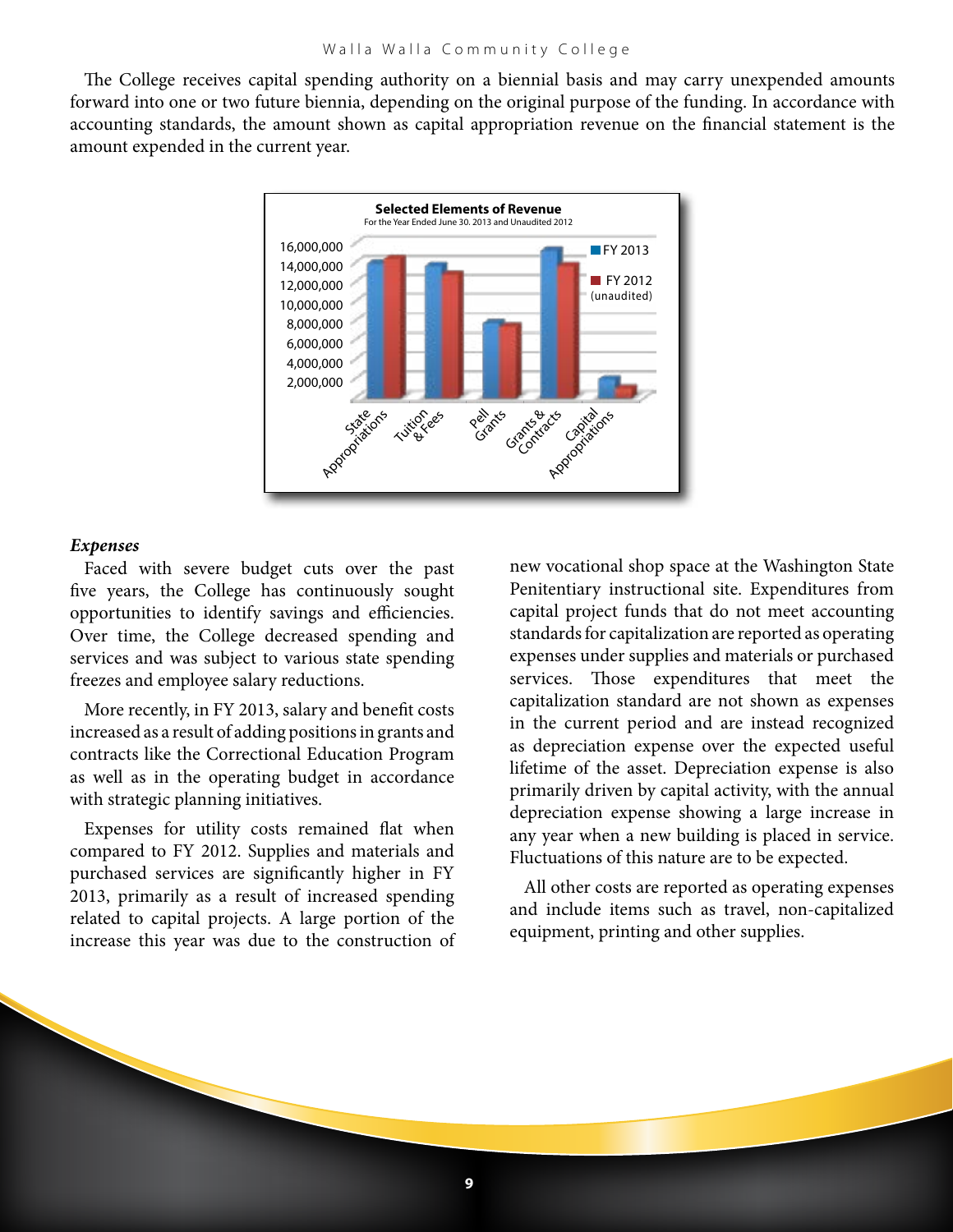The College receives capital spending authority on a biennial basis and may carry unexpended amounts forward into one or two future biennia, depending on the original purpose of the funding. In accordance with accounting standards, the amount shown as capital appropriation revenue on the financial statement is the amount expended in the current year.

**Selected Elements of Revenue**
For the Year Ended June 30. 2013 and Unaudited 2012

16,000,000
14,000,000
12,000,000
10,000,000
8,000,000
6,000,000
4,000,000
2,000,000

FY 2013
FY 2012 (unaudited)

State Appropriations | Tuition & Fees | Pell Grants | Grants & Contracts | Capital Appropriations

### *Expenses*

Faced with severe budget cuts over the past five years, the College has continuously sought opportunities to identify savings and efficiencies. Over time, the College decreased spending and services and was subject to various state spending freezes and employee salary reductions.

More recently, in FY 2013, salary and benefit costs increased as a result of adding positions in grants and contracts like the Correctional Education Program as well as in the operating budget in accordance with strategic planning initiatives.

Expenses for utility costs remained flat when compared to FY 2012. Supplies and materials and purchased services are significantly higher in FY 2013, primarily as a result of increased spending related to capital projects. A large portion of the increase this year was due to the construction of new vocational shop space at the Washington State Penitentiary instructional site. Expenditures from capital project funds that do not meet accounting standards for capitalization are reported as operating expenses under supplies and materials or purchased services. Those expenditures that meet the capitalization standard are not shown as expenses in the current period and are instead recognized as depreciation expense over the expected useful lifetime of the asset. Depreciation expense is also primarily driven by capital activity, with the annual depreciation expense showing a large increase in any year when a new building is placed in service. Fluctuations of this nature are to be expected.

All other costs are reported as operating expenses and include items such as travel, non-capitalized equipment, printing and other supplies.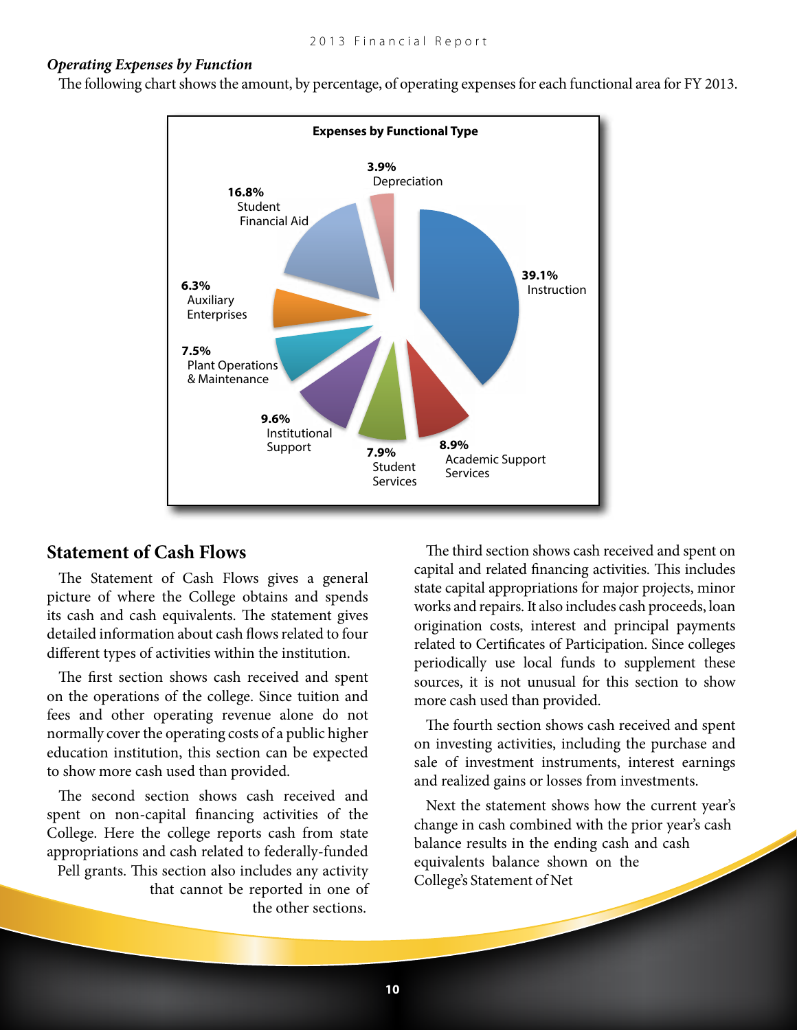***Operating Expenses by Function***

The following chart shows the amount, by percentage, of operating expenses for each functional area for FY 2013.

**Expenses by Functional Type**

3.9% Depreciation

16.8% Student Financial Aid

39.1% Instruction

6.3% Auxiliary Enterprises

7.5% Plant Operations & Maintenance

9.6% Institutional Support

7.9% Student Services

8.9% Academic Support Services

## Statement of Cash Flows

The Statement of Cash Flows gives a general picture of where the College obtains and spends its cash and cash equivalents. The statement gives detailed information about cash flows related to four different types of activities within the institution.

The first section shows cash received and spent on the operations of the college. Since tuition and fees and other operating revenue alone do not normally cover the operating costs of a public higher education institution, this section can be expected to show more cash used than provided.

The second section shows cash received and spent on non-capital financing activities of the College. Here the college reports cash from state appropriations and cash related to federally-funded Pell grants. This section also includes any activity that cannot be reported in one of the other sections.

The third section shows cash received and spent on capital and related financing activities. This includes state capital appropriations for major projects, minor works and repairs. It also includes cash proceeds, loan origination costs, interest and principal payments related to Certificates of Participation. Since colleges periodically use local funds to supplement these sources, it is not unusual for this section to show more cash used than provided.

The fourth section shows cash received and spent on investing activities, including the purchase and sale of investment instruments, interest earnings and realized gains or losses from investments.

Next the statement shows how the current year's change in cash combined with the prior year's cash balance results in the ending cash and cash equivalents balance shown on the College's Statement of Net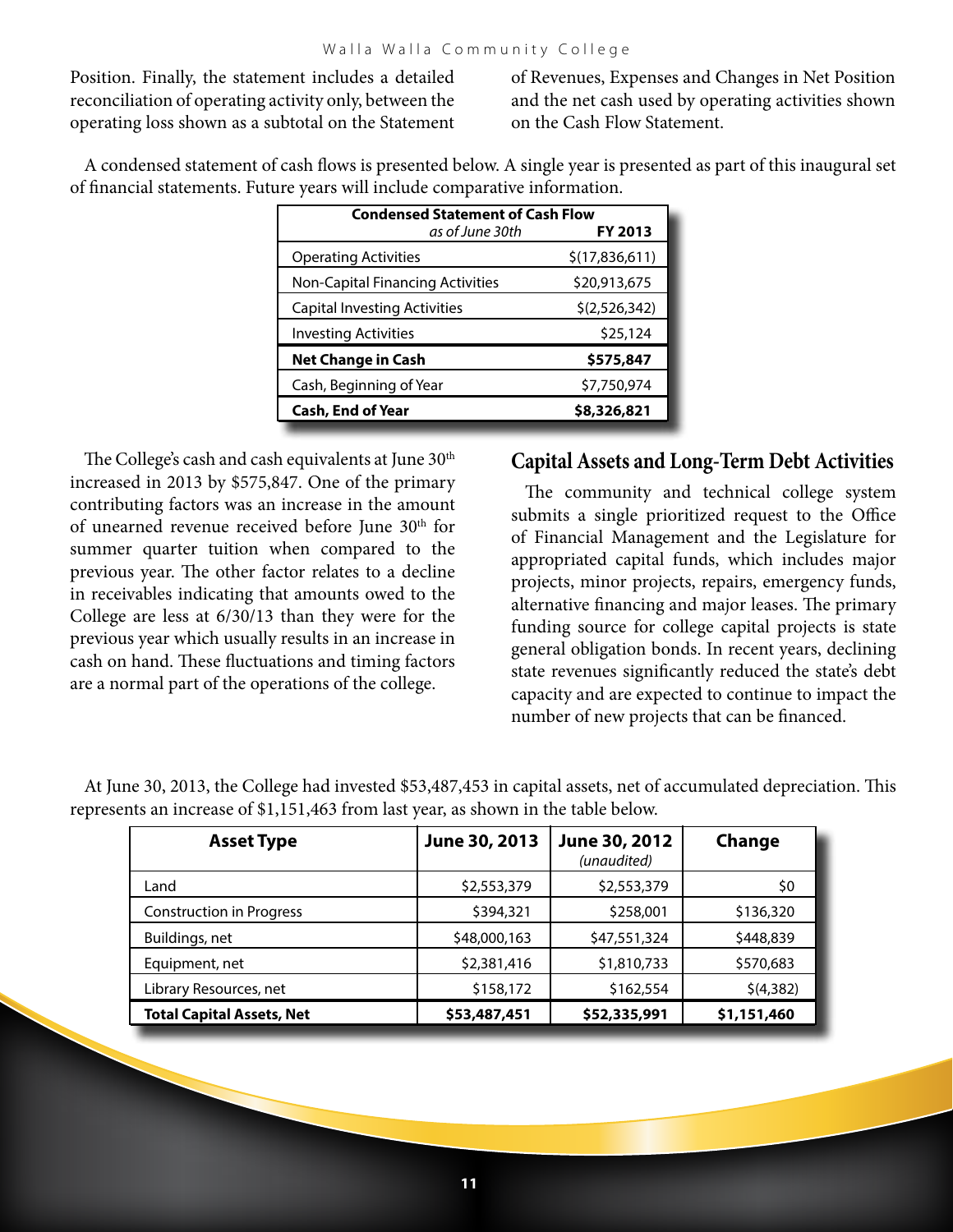Position. Finally, the statement includes a detailed reconciliation of operating activity only, between the operating loss shown as a subtotal on the Statement of Revenues, Expenses and Changes in Net Position and the net cash used by operating activities shown on the Cash Flow Statement.

A condensed statement of cash flows is presented below. A single year is presented as part of this inaugural set of financial statements. Future years will include comparative information.

| **Condensed Statement of Cash Flow** *as of June 30th* | **FY 2013** |
|---|---|
| Operating Activities | $(17,836,611) |
| Non-Capital Financing Activities | $20,913,675 |
| Capital Investing Activities | $(2,526,342) |
| Investing Activities | $25,124 |
| **Net Change in Cash** | **$575,847** |
| Cash, Beginning of Year | $7,750,974 |
| **Cash, End of Year** | **$8,326,821** |

The College's cash and cash equivalents at June 30th increased in 2013 by $575,847. One of the primary contributing factors was an increase in the amount of unearned revenue received before June 30th for summer quarter tuition when compared to the previous year. The other factor relates to a decline in receivables indicating that amounts owed to the College are less at 6/30/13 than they were for the previous year which usually results in an increase in cash on hand. These fluctuations and timing factors are a normal part of the operations of the college.

## Capital Assets and Long-Term Debt Activities

The community and technical college system submits a single prioritized request to the Office of Financial Management and the Legislature for appropriated capital funds, which includes major projects, minor projects, repairs, emergency funds, alternative financing and major leases. The primary funding source for college capital projects is state general obligation bonds. In recent years, declining state revenues significantly reduced the state's debt capacity and are expected to continue to impact the number of new projects that can be financed.

At June 30, 2013, the College had invested $53,487,453 in capital assets, net of accumulated depreciation. This represents an increase of $1,151,463 from last year, as shown in the table below.

| Asset Type | June 30, 2013 | June 30, 2012 *(unaudited)* | Change |
|---|---|---|---|
| Land | $2,553,379 | $2,553,379 | $0 |
| Construction in Progress | $394,321 | $258,001 | $136,320 |
| Buildings, net | $48,000,163 | $47,551,324 | $448,839 |
| Equipment, net | $2,381,416 | $1,810,733 | $570,683 |
| Library Resources, net | $158,172 | $162,554 | $(4,382) |
| **Total Capital Assets, Net** | **$53,487,451** | **$52,335,991** | **$1,151,460** |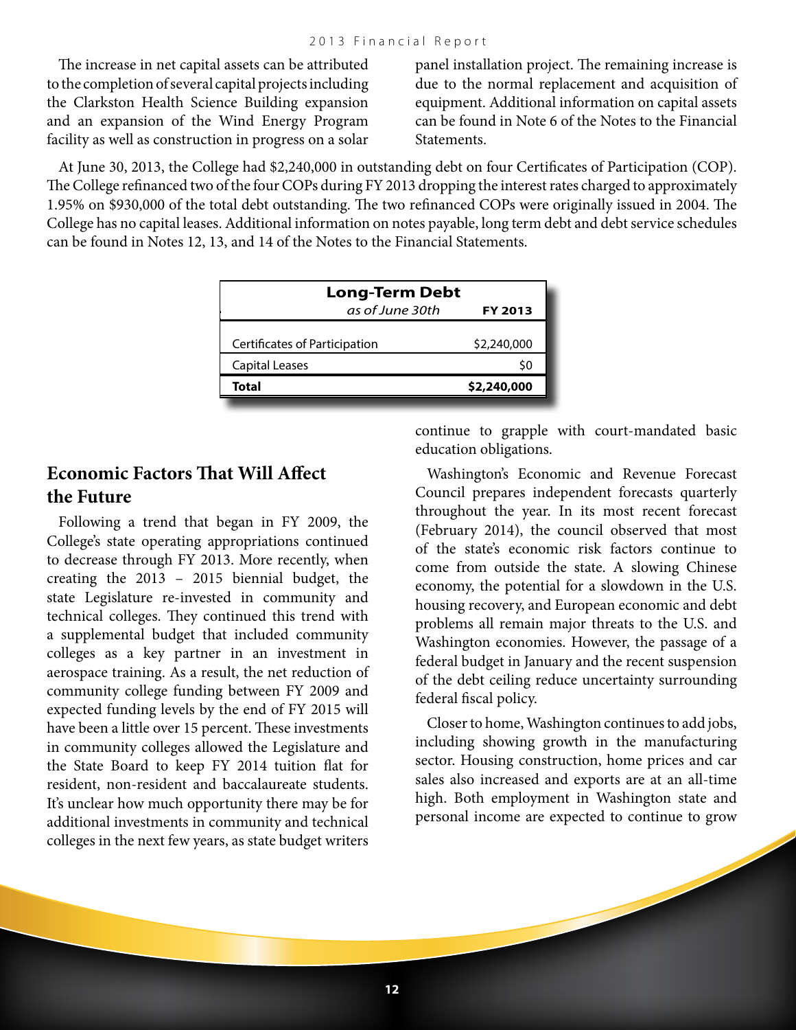The increase in net capital assets can be attributed to the completion of several capital projects including the Clarkston Health Science Building expansion and an expansion of the Wind Energy Program facility as well as construction in progress on a solar panel installation project. The remaining increase is due to the normal replacement and acquisition of equipment. Additional information on capital assets can be found in Note 6 of the Notes to the Financial Statements.

At June 30, 2013, the College had $2,240,000 in outstanding debt on four Certificates of Participation (COP). The College refinanced two of the four COPs during FY 2013 dropping the interest rates charged to approximately 1.95% on $930,000 of the total debt outstanding. The two refinanced COPs were originally issued in 2004. The College has no capital leases. Additional information on notes payable, long term debt and debt service schedules can be found in Notes 12, 13, and 14 of the Notes to the Financial Statements.

**Long-Term Debt**

| *as of June 30th* | **FY 2013** |
|---|---|
| Certificates of Participation | $2,240,000 |
| Capital Leases | $0 |
| **Total** | **$2,240,000** |

## Economic Factors That Will Affect the Future

Following a trend that began in FY 2009, the College's state operating appropriations continued to decrease through FY 2013. More recently, when creating the 2013 – 2015 biennial budget, the state Legislature re-invested in community and technical colleges. They continued this trend with a supplemental budget that included community colleges as a key partner in an investment in aerospace training. As a result, the net reduction of community college funding between FY 2009 and expected funding levels by the end of FY 2015 will have been a little over 15 percent. These investments in community colleges allowed the Legislature and the State Board to keep FY 2014 tuition flat for resident, non-resident and baccalaureate students. It's unclear how much opportunity there may be for additional investments in community and technical colleges in the next few years, as state budget writers continue to grapple with court-mandated basic education obligations.

Washington's Economic and Revenue Forecast Council prepares independent forecasts quarterly throughout the year. In its most recent forecast (February 2014), the council observed that most of the state's economic risk factors continue to come from outside the state. A slowing Chinese economy, the potential for a slowdown in the U.S. housing recovery, and European economic and debt problems all remain major threats to the U.S. and Washington economies. However, the passage of a federal budget in January and the recent suspension of the debt ceiling reduce uncertainty surrounding federal fiscal policy.

Closer to home, Washington continues to add jobs, including showing growth in the manufacturing sector. Housing construction, home prices and car sales also increased and exports are at an all-time high. Both employment in Washington state and personal income are expected to continue to grow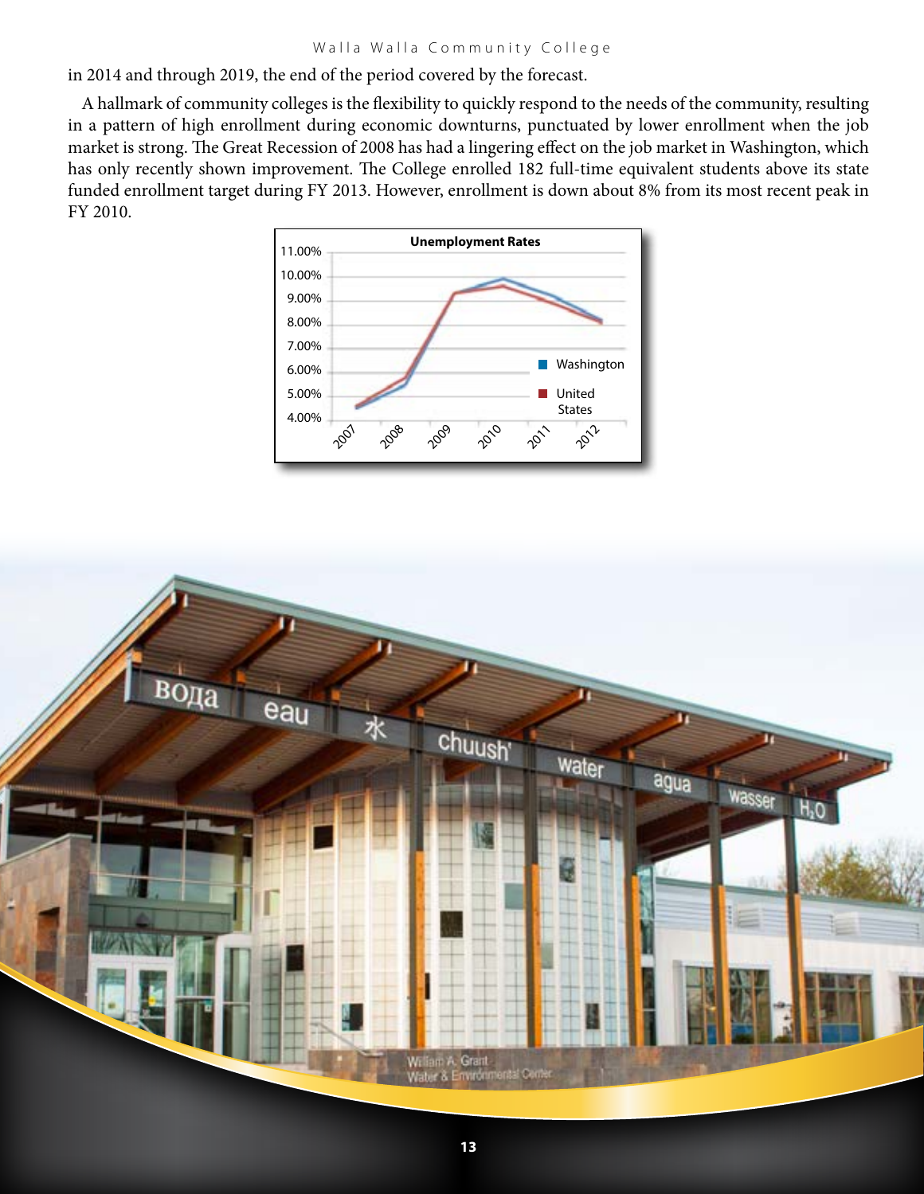in 2014 and through 2019, the end of the period covered by the forecast.

A hallmark of community colleges is the flexibility to quickly respond to the needs of the community, resulting in a pattern of high enrollment during economic downturns, punctuated by lower enrollment when the job market is strong. The Great Recession of 2008 has had a lingering effect on the job market in Washington, which has only recently shown improvement. The College enrolled 182 full-time equivalent students above its state funded enrollment target during FY 2013. However, enrollment is down about 8% from its most recent peak in FY 2010.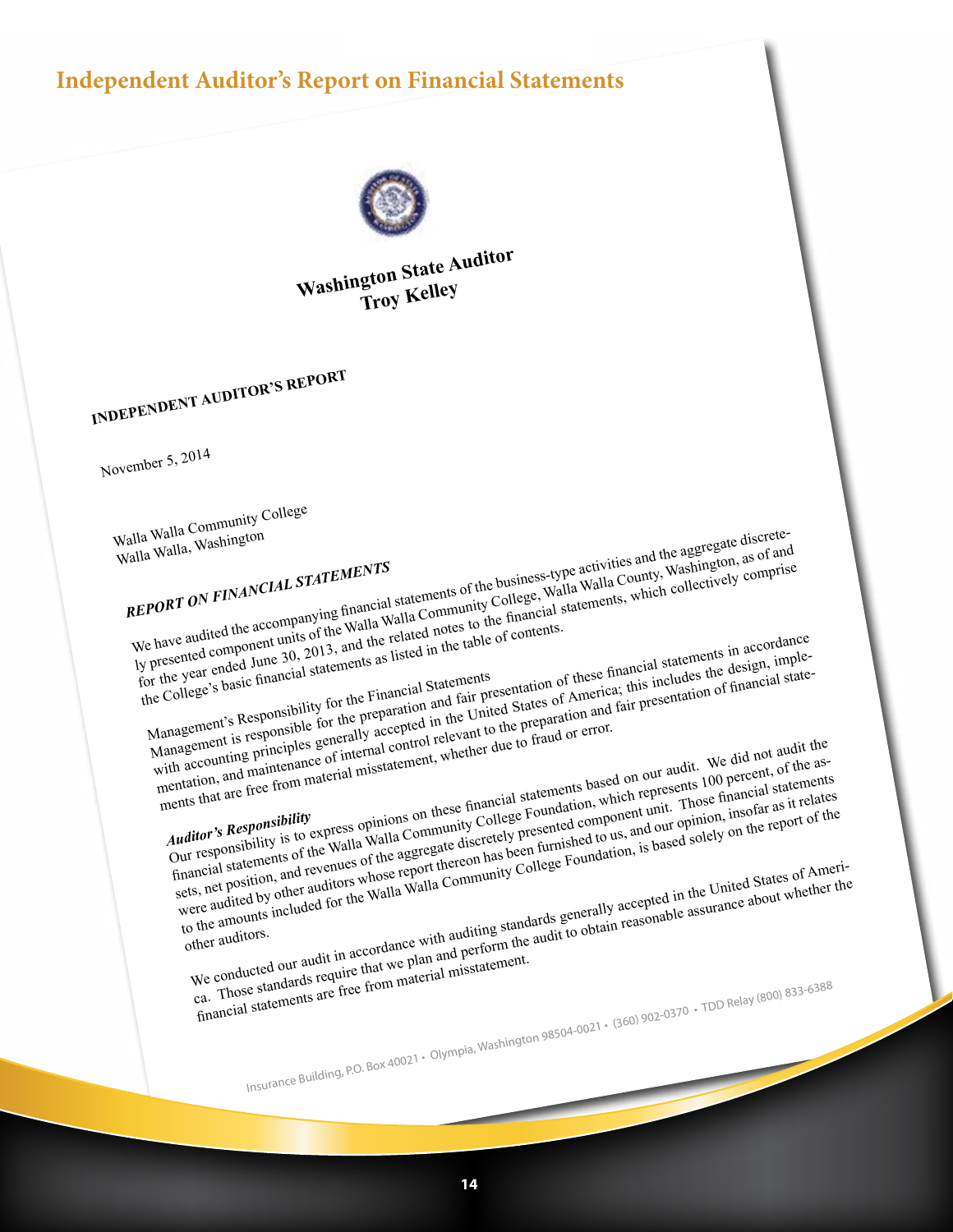# Independent Auditor's Report on Financial Statements

**Washington State Auditor**
**Troy Kelley**

**INDEPENDENT AUDITOR'S REPORT**

November 5, 2014

Walla Walla Community College
Walla Walla, Washington

***REPORT ON FINANCIAL STATEMENTS***

We have audited the accompanying financial statements of the business-type activities and the aggregate discretely presented component units of the Walla Walla Community College, Walla Walla County, Washington, as of and for the year ended June 30, 2013, and the related notes to the financial statements, which collectively comprise the College's basic financial statements as listed in the table of contents.

Management's Responsibility for the Financial Statements
Management is responsible for the preparation and fair presentation of these financial statements in accordance with accounting principles generally accepted in the United States of America; this includes the design, implementation, and maintenance of internal control relevant to the preparation and fair presentation of financial statements that are free from material misstatement, whether due to fraud or error.

***Auditor's Responsibility***
Our responsibility is to express opinions on these financial statements based on our audit. We did not audit the financial statements of the Walla Walla Community College Foundation, which represents 100 percent, of the assets, net position, and revenues of the aggregate discretely presented component unit. Those financial statements were audited by other auditors whose report thereon has been furnished to us, and our opinion, insofar as it relates to the amounts included for the Walla Walla Community College Foundation, is based solely on the report of the other auditors.

We conducted our audit in accordance with auditing standards generally accepted in the United States of America. Those standards require that we plan and perform the audit to obtain reasonable assurance about whether the financial statements are free from material misstatement.

Insurance Building, P.O. Box 40021 • Olympia, Washington 98504-0021 • (360) 902-0370 • TDD Relay (800) 833-6388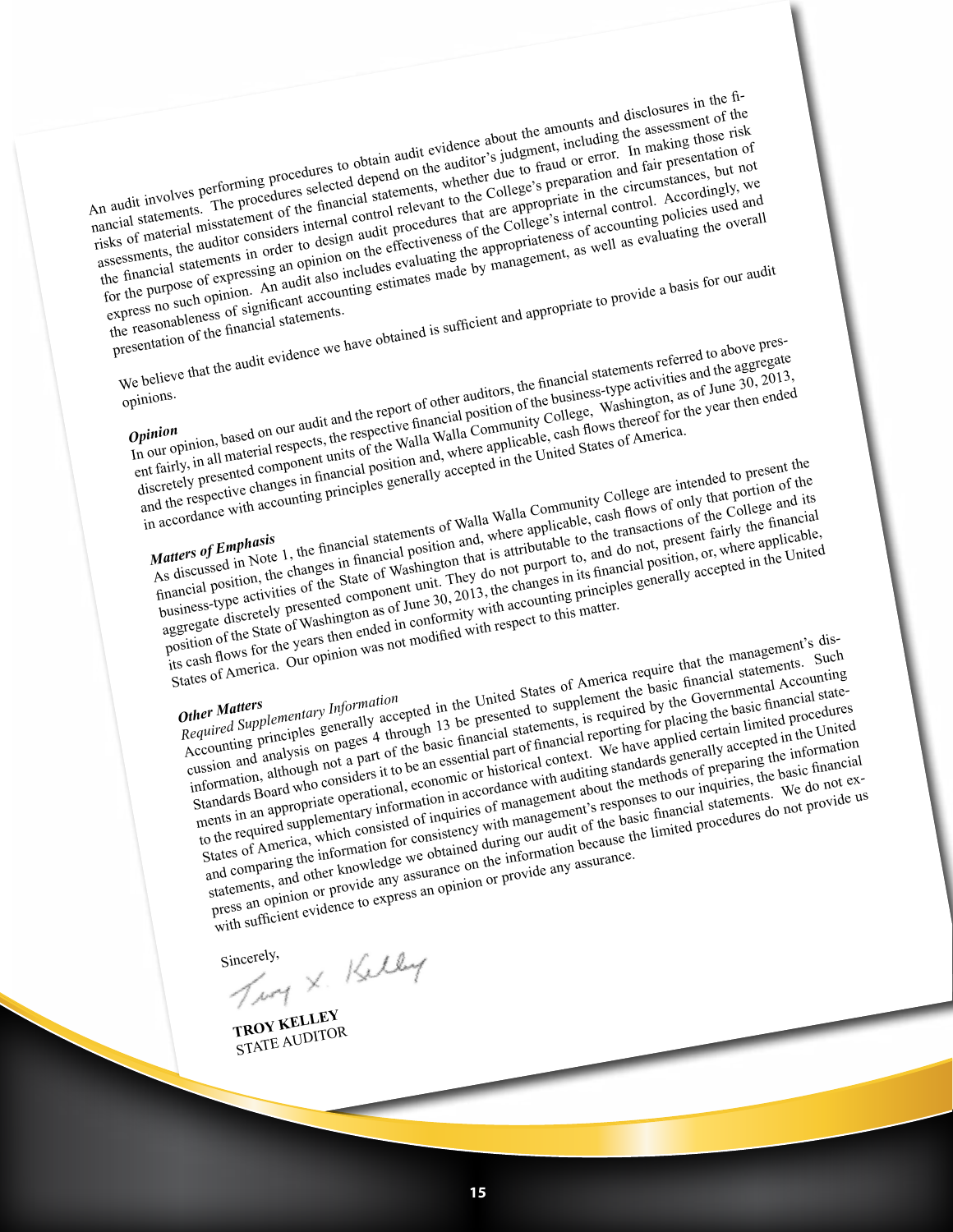An audit involves performing procedures to obtain audit evidence about the amounts and disclosures in the financial statements. The procedures selected depend on the auditor's judgment, including the assessment of the risks of material misstatement of the financial statements, whether due to fraud or error. In making those risk assessments, the auditor considers internal control relevant to the College's preparation and fair presentation of the financial statements in order to design audit procedures that are appropriate in the circumstances, but not for the purpose of expressing an opinion on the effectiveness of the College's internal control. Accordingly, we express no such opinion. An audit also includes evaluating the appropriateness of accounting policies used and the reasonableness of significant accounting estimates made by management, as well as evaluating the overall presentation of the financial statements.

We believe that the audit evidence we have obtained is sufficient and appropriate to provide a basis for our audit opinions.

***Opinion***

In our opinion, based on our audit and the report of other auditors, the financial statements referred to above present fairly, in all material respects, the respective financial position of the business-type activities and the aggregate discretely presented component units of the Walla Walla Community College, Washington, as of June 30, 2013, and the respective changes in financial position and, where applicable, cash flows thereof for the year then ended in accordance with accounting principles generally accepted in the United States of America.

***Matters of Emphasis***

As discussed in Note 1, the financial statements of Walla Walla Community College are intended to present the financial position, the changes in financial position and, where applicable, cash flows of only that portion of the business-type activities of the State of Washington that is attributable to the transactions of the College and its aggregate discretely presented component unit. They do not purport to, and do not, present fairly the financial position of the State of Washington as of June 30, 2013, the changes in its financial position, or, where applicable, its cash flows for the years then ended in conformity with accounting principles generally accepted in the United States of America. Our opinion was not modified with respect to this matter.

***Other Matters***

*Required Supplementary Information*

Accounting principles generally accepted in the United States of America require that the management's discussion and analysis on pages 4 through 13 be presented to supplement the basic financial statements. Such information, although not a part of the basic financial statements, is required by the Governmental Accounting Standards Board who considers it to be an essential part of financial reporting for placing the basic financial statements in an appropriate operational, economic or historical context. We have applied certain limited procedures to the required supplementary information in accordance with auditing standards generally accepted in the United States of America, which consisted of inquiries of management about the methods of preparing the information and comparing the information for consistency with management's responses to our inquiries, the basic financial statements, and other knowledge we obtained during our audit of the basic financial statements. We do not express an opinion or provide any assurance on the information because the limited procedures do not provide us with sufficient evidence to express an opinion or provide any assurance.

Sincerely,

**TROY KELLEY**
STATE AUDITOR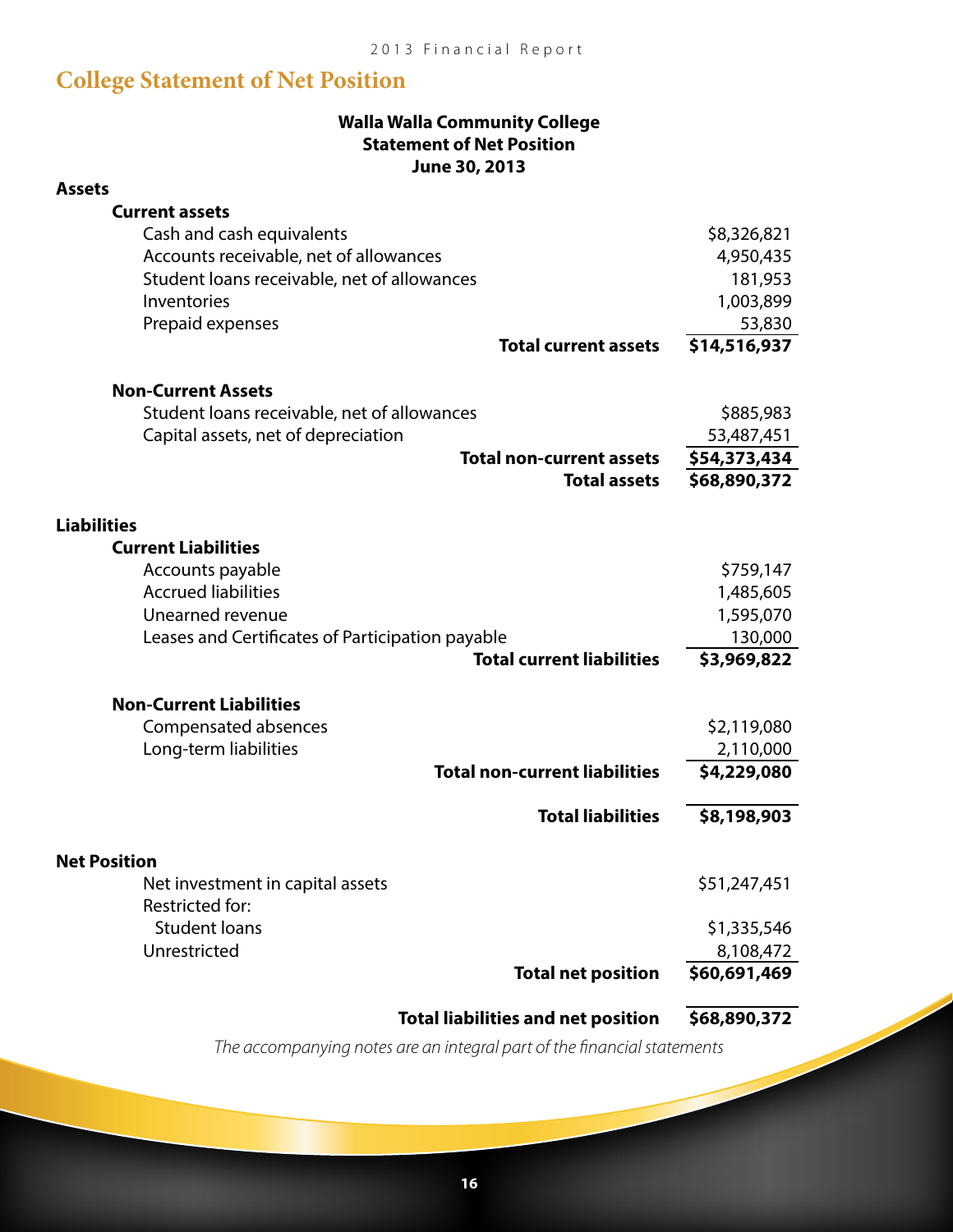## College Statement of Net Position

**Walla Walla Community College**
**Statement of Net Position**
**June 30, 2013**

| | |
|---|---|
| **Assets** | |
| **Current assets** | |
| Cash and cash equivalents | $8,326,821 |
| Accounts receivable, net of allowances | 4,950,435 |
| Student loans receivable, net of allowances | 181,953 |
| Inventories | 1,003,899 |
| Prepaid expenses | 53,830 |
| **Total current assets** | **$14,516,937** |
| **Non-Current Assets** | |
| Student loans receivable, net of allowances | $885,983 |
| Capital assets, net of depreciation | 53,487,451 |
| **Total non-current assets** | **$54,373,434** |
| **Total assets** | **$68,890,372** |
| **Liabilities** | |
| **Current Liabilities** | |
| Accounts payable | $759,147 |
| Accrued liabilities | 1,485,605 |
| Unearned revenue | 1,595,070 |
| Leases and Certificates of Participation payable | 130,000 |
| **Total current liabilities** | **$3,969,822** |
| **Non-Current Liabilities** | |
| Compensated absences | $2,119,080 |
| Long-term liabilities | 2,110,000 |
| **Total non-current liabilities** | **$4,229,080** |
| **Total liabilities** | **$8,198,903** |
| **Net Position** | |
| Net investment in capital assets | $51,247,451 |
| Restricted for: | |
| Student loans | $1,335,546 |
| Unrestricted | 8,108,472 |
| **Total net position** | **$60,691,469** |
| **Total liabilities and net position** | **$68,890,372** |

*The accompanying notes are an integral part of the financial statements*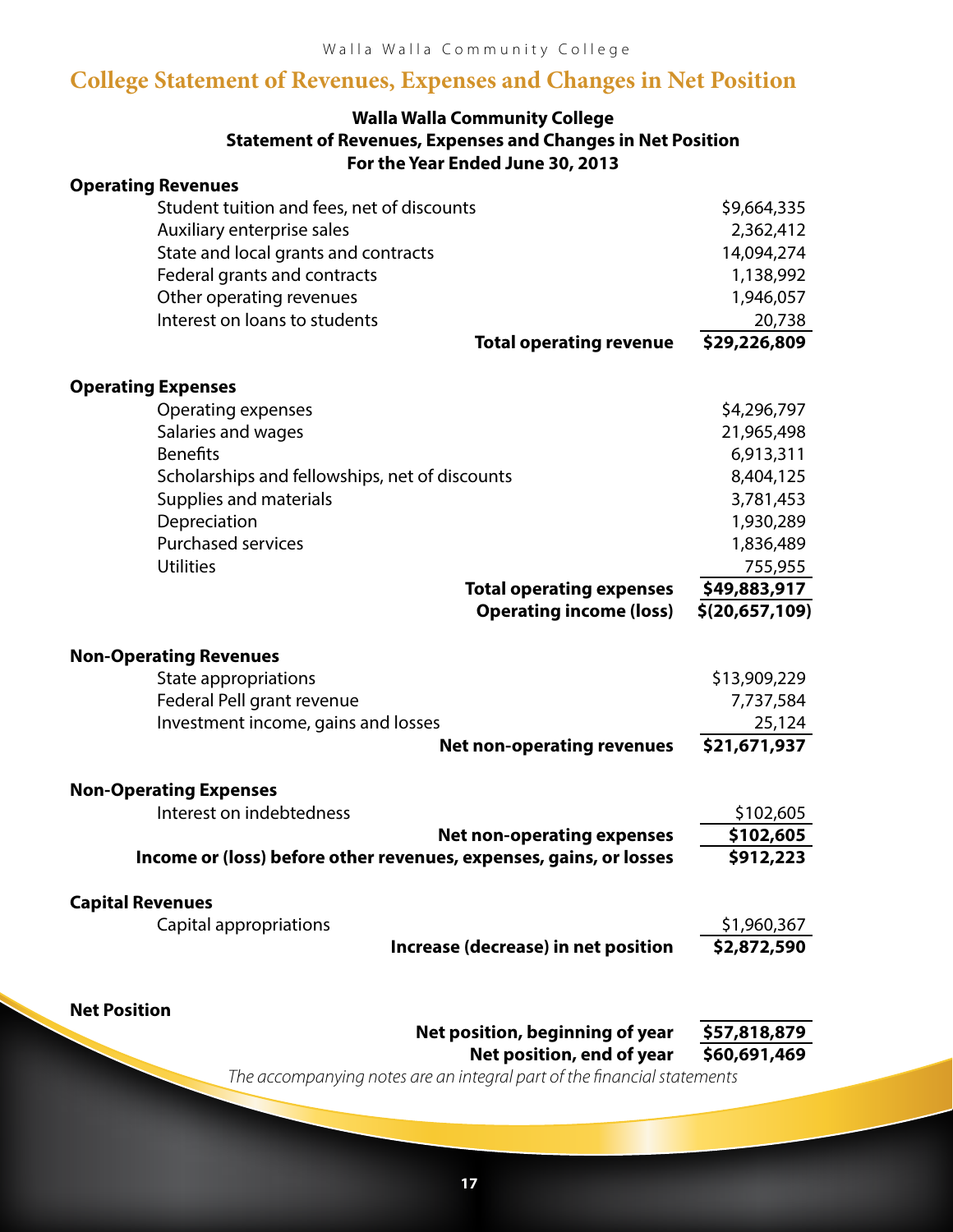## College Statement of Revenues, Expenses and Changes in Net Position

**Walla Walla Community College**
**Statement of Revenues, Expenses and Changes in Net Position**
**For the Year Ended June 30, 2013**

| | |
|---|---|
| **Operating Revenues** | |
| Student tuition and fees, net of discounts | $9,664,335 |
| Auxiliary enterprise sales | 2,362,412 |
| State and local grants and contracts | 14,094,274 |
| Federal grants and contracts | 1,138,992 |
| Other operating revenues | 1,946,057 |
| Interest on loans to students | 20,738 |
| **Total operating revenue** | **$29,226,809** |
| **Operating Expenses** | |
| Operating expenses | $4,296,797 |
| Salaries and wages | 21,965,498 |
| Benefits | 6,913,311 |
| Scholarships and fellowships, net of discounts | 8,404,125 |
| Supplies and materials | 3,781,453 |
| Depreciation | 1,930,289 |
| Purchased services | 1,836,489 |
| Utilities | 755,955 |
| **Total operating expenses** | **$49,883,917** |
| **Operating income (loss)** | **$(20,657,109)** |
| **Non-Operating Revenues** | |
| State appropriations | $13,909,229 |
| Federal Pell grant revenue | 7,737,584 |
| Investment income, gains and losses | 25,124 |
| **Net non-operating revenues** | **$21,671,937** |
| **Non-Operating Expenses** | |
| Interest on indebtedness | $102,605 |
| **Net non-operating expenses** | **$102,605** |
| **Income or (loss) before other revenues, expenses, gains, or losses** | **$912,223** |
| **Capital Revenues** | |
| Capital appropriations | $1,960,367 |
| **Increase (decrease) in net position** | **$2,872,590** |
| **Net Position** | |
| **Net position, beginning of year** | **$57,818,879** |
| **Net position, end of year** | **$60,691,469** |

*The accompanying notes are an integral part of the financial statements*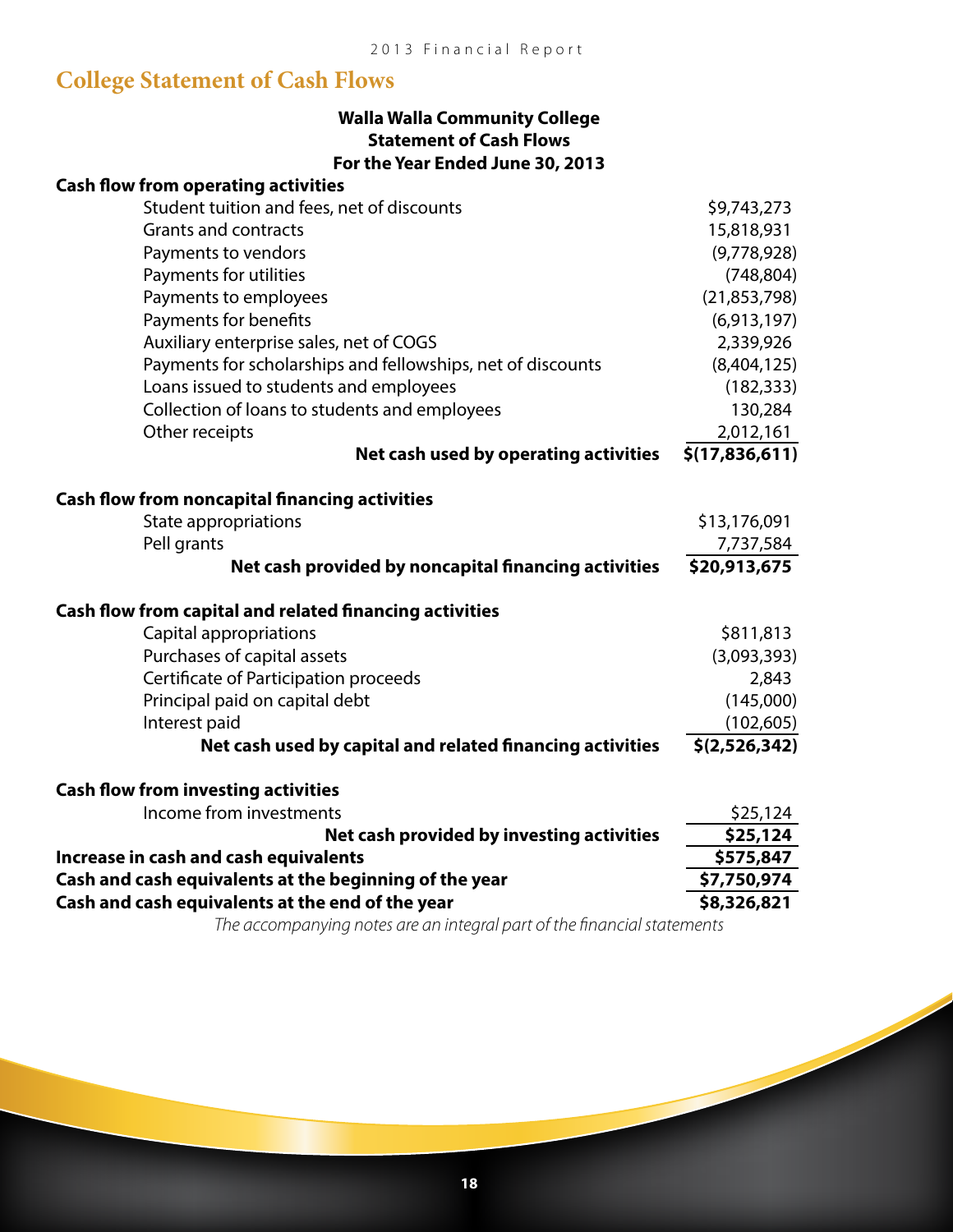## College Statement of Cash Flows

**Walla Walla Community College**
**Statement of Cash Flows**
**For the Year Ended June 30, 2013**

| | |
|---|---|
| **Cash flow from operating activities** | |
| Student tuition and fees, net of discounts | $9,743,273 |
| Grants and contracts | 15,818,931 |
| Payments to vendors | (9,778,928) |
| Payments for utilities | (748,804) |
| Payments to employees | (21,853,798) |
| Payments for benefits | (6,913,197) |
| Auxiliary enterprise sales, net of COGS | 2,339,926 |
| Payments for scholarships and fellowships, net of discounts | (8,404,125) |
| Loans issued to students and employees | (182,333) |
| Collection of loans to students and employees | 130,284 |
| Other receipts | 2,012,161 |
| **Net cash used by operating activities** | **$(17,836,611)** |
| | |
| **Cash flow from noncapital financing activities** | |
| State appropriations | $13,176,091 |
| Pell grants | 7,737,584 |
| **Net cash provided by noncapital financing activities** | **$20,913,675** |
| | |
| **Cash flow from capital and related financing activities** | |
| Capital appropriations | $811,813 |
| Purchases of capital assets | (3,093,393) |
| Certificate of Participation proceeds | 2,843 |
| Principal paid on capital debt | (145,000) |
| Interest paid | (102,605) |
| **Net cash used by capital and related financing activities** | **$(2,526,342)** |
| | |
| **Cash flow from investing activities** | |
| Income from investments | $25,124 |
| **Net cash provided by investing activities** | **$25,124** |
| **Increase in cash and cash equivalents** | **$575,847** |
| **Cash and cash equivalents at the beginning of the year** | **$7,750,974** |
| **Cash and cash equivalents at the end of the year** | **$8,326,821** |

*The accompanying notes are an integral part of the financial statements*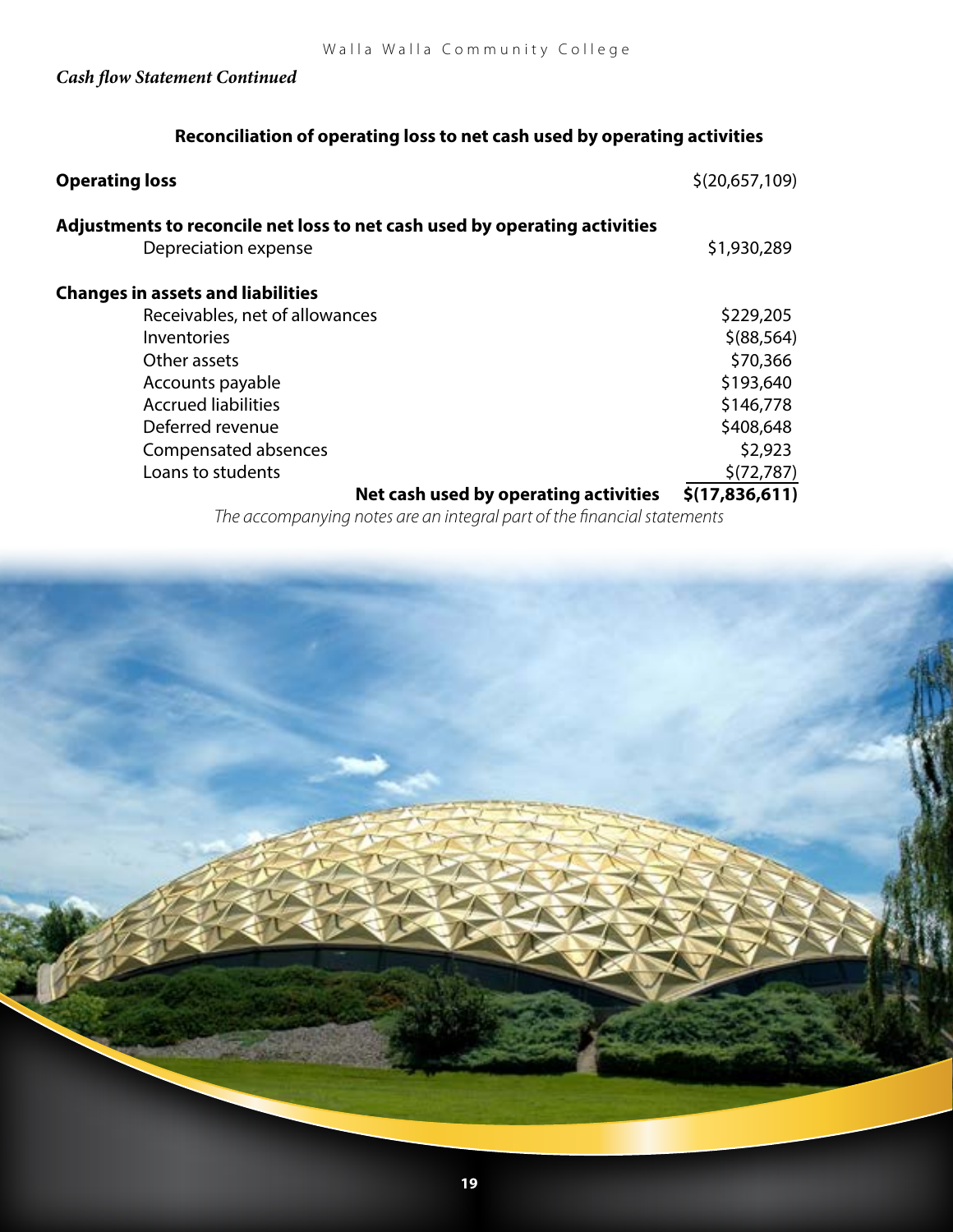*Cash flow Statement Continued*

## Reconciliation of operating loss to net cash used by operating activities

| | |
|---|---|
| **Operating loss** | $(20,657,109) |
| **Adjustments to reconcile net loss to net cash used by operating activities** | |
| Depreciation expense | $1,930,289 |
| **Changes in assets and liabilities** | |
| Receivables, net of allowances | $229,205 |
| Inventories | $(88,564) |
| Other assets | $70,366 |
| Accounts payable | $193,640 |
| Accrued liabilities | $146,778 |
| Deferred revenue | $408,648 |
| Compensated absences | $2,923 |
| Loans to students | $(72,787) |
| **Net cash used by operating activities** | **$(17,836,611)** |

*The accompanying notes are an integral part of the financial statements*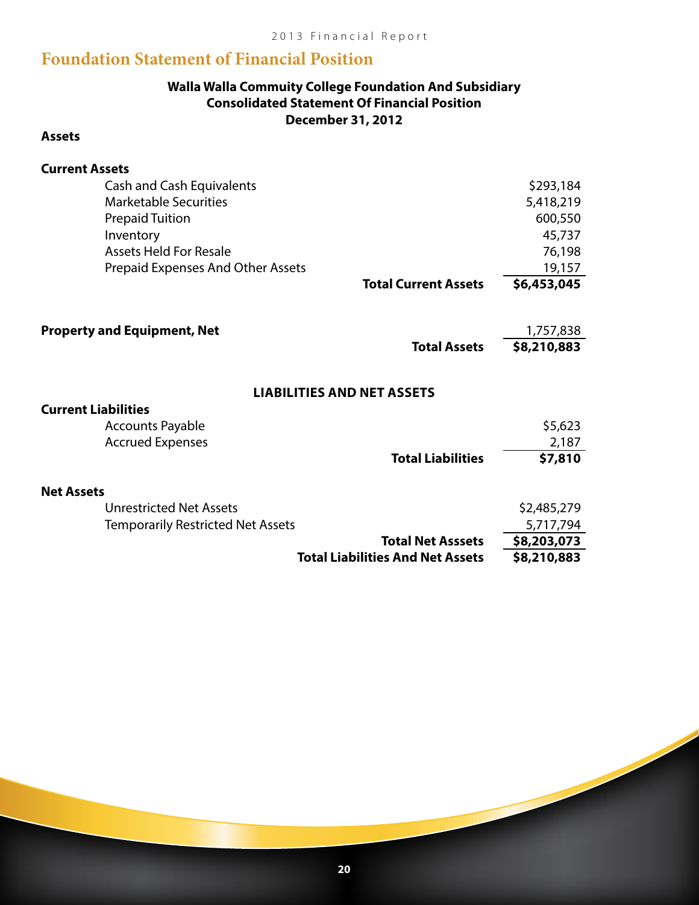## Foundation Statement of Financial Position

**Walla Walla Commuity College Foundation And Subsidiary**
**Consolidated Statement Of Financial Position**
**December 31, 2012**

| | |
|---|---|
| **Assets** | |
| **Current Assets** | |
| Cash and Cash Equivalents | $293,184 |
| Marketable Securities | 5,418,219 |
| Prepaid Tuition | 600,550 |
| Inventory | 45,737 |
| Assets Held For Resale | 76,198 |
| Prepaid Expenses And Other Assets | 19,157 |
| **Total Current Assets** | **$6,453,045** |
| **Property and Equipment, Net** | 1,757,838 |
| **Total Assets** | **$8,210,883** |
| **LIABILITIES AND NET ASSETS** | |
| **Current Liabilities** | |
| Accounts Payable | $5,623 |
| Accrued Expenses | 2,187 |
| **Total Liabilities** | **$7,810** |
| **Net Assets** | |
| Unrestricted Net Assets | $2,485,279 |
| Temporarily Restricted Net Assets | 5,717,794 |
| **Total Net Asssets** | **$8,203,073** |
| **Total Liabilities And Net Assets** | **$8,210,883** |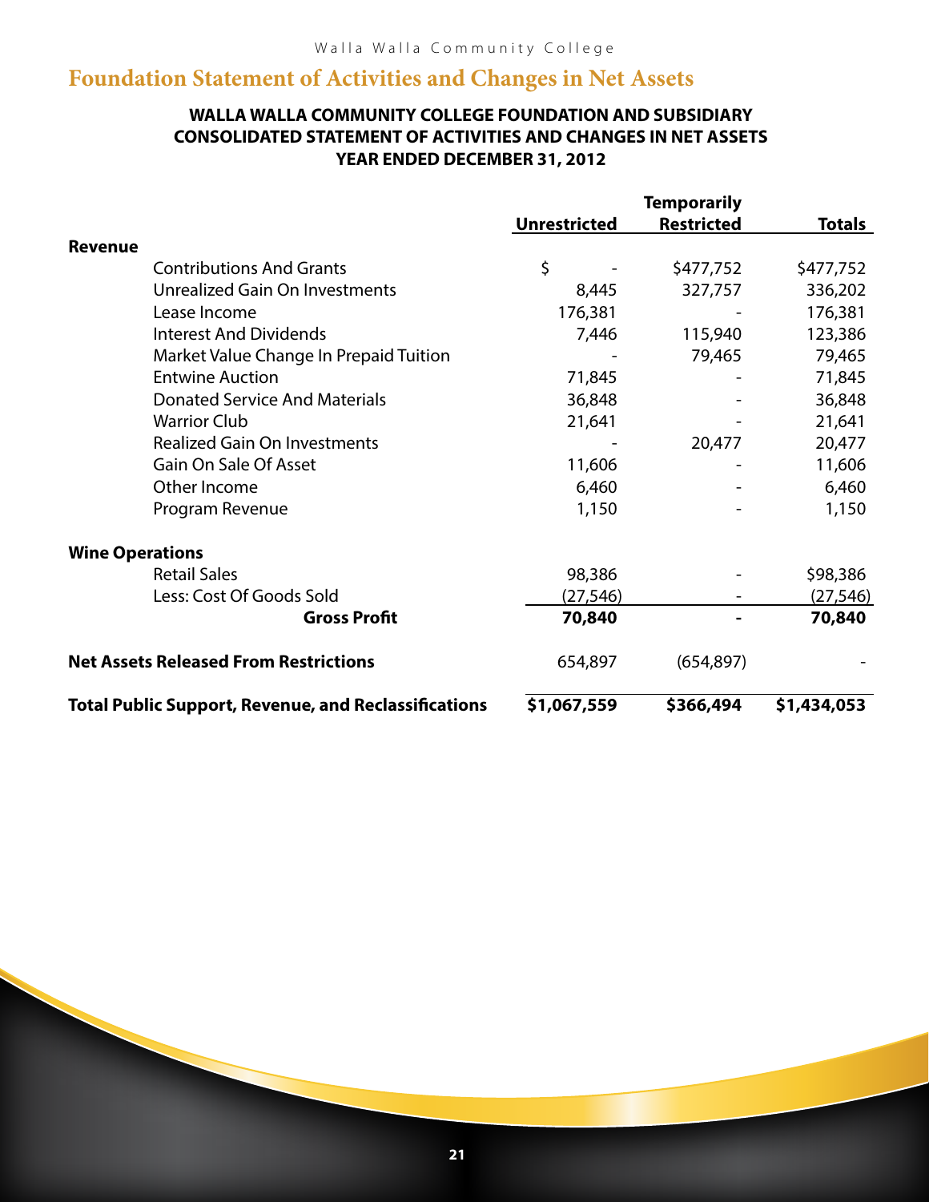## Foundation Statement of Activities and Changes in Net Assets

**WALLA WALLA COMMUNITY COLLEGE FOUNDATION AND SUBSIDIARY**
**CONSOLIDATED STATEMENT OF ACTIVITIES AND CHANGES IN NET ASSETS**
**YEAR ENDED DECEMBER 31, 2012**

| | Unrestricted | Temporarily Restricted | Totals |
|---|---|---|---|
| **Revenue** | | | |
| Contributions And Grants | $ - | $477,752 | $477,752 |
| Unrealized Gain On Investments | 8,445 | 327,757 | 336,202 |
| Lease Income | 176,381 | - | 176,381 |
| Interest And Dividends | 7,446 | 115,940 | 123,386 |
| Market Value Change In Prepaid Tuition | - | 79,465 | 79,465 |
| Entwine Auction | 71,845 | - | 71,845 |
| Donated Service And Materials | 36,848 | - | 36,848 |
| Warrior Club | 21,641 | - | 21,641 |
| Realized Gain On Investments | - | 20,477 | 20,477 |
| Gain On Sale Of Asset | 11,606 | - | 11,606 |
| Other Income | 6,460 | - | 6,460 |
| Program Revenue | 1,150 | - | 1,150 |
| **Wine Operations** | | | |
| Retail Sales | 98,386 | - | $98,386 |
| Less: Cost Of Goods Sold | (27,546) | - | (27,546) |
| **Gross Profit** | **70,840** | **-** | **70,840** |
| **Net Assets Released From Restrictions** | 654,897 | (654,897) | - |
| **Total Public Support, Revenue, and Reclassifications** | **$1,067,559** | **$366,494** | **$1,434,053** |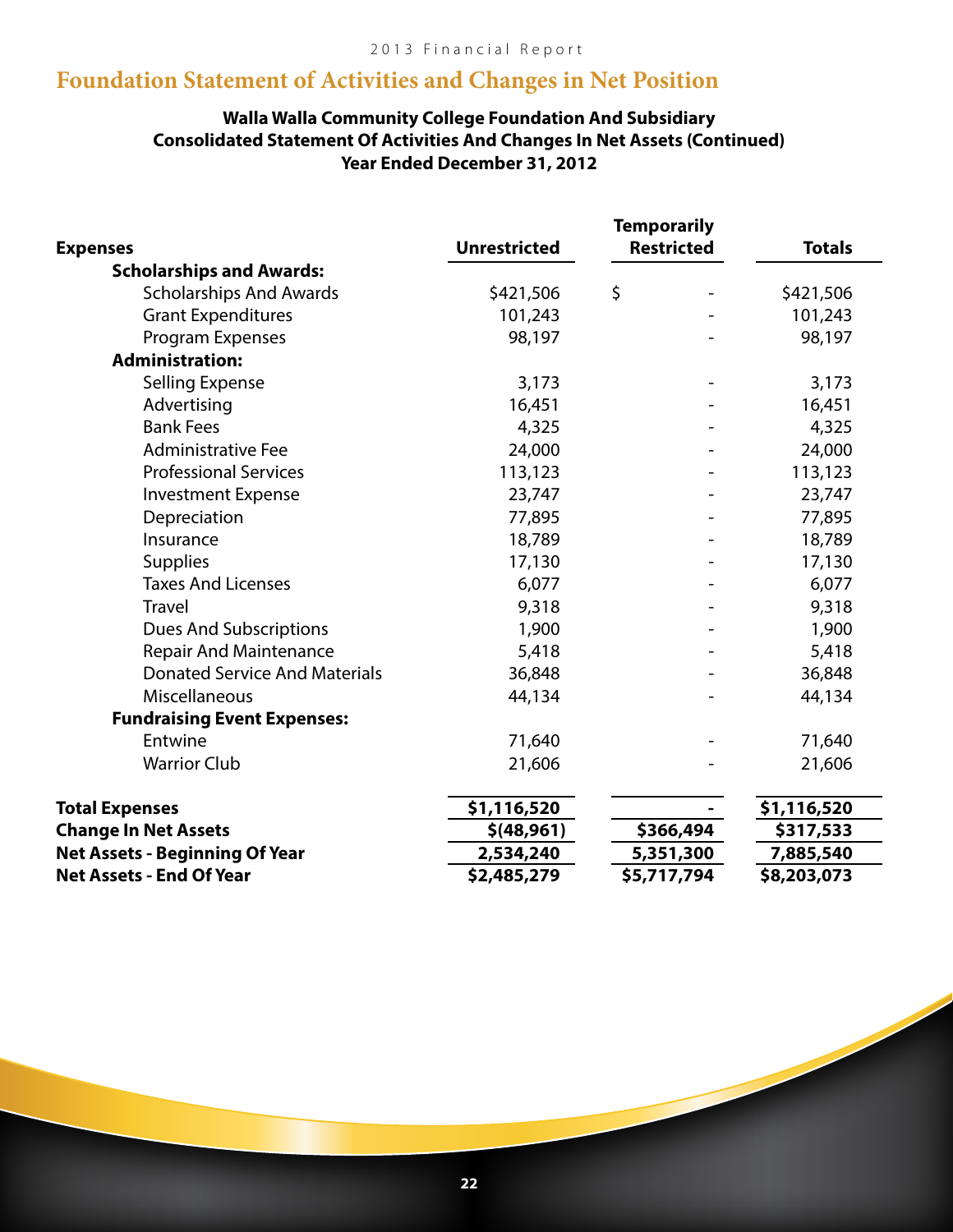## Foundation Statement of Activities and Changes in Net Position

**Walla Walla Community College Foundation And Subsidiary**
**Consolidated Statement Of Activities And Changes In Net Assets (Continued)**
**Year Ended December 31, 2012**

| Expenses | Unrestricted | Temporarily Restricted | Totals |
|---|---|---|---|
| **Scholarships and Awards:** | | | |
| Scholarships And Awards | $421,506 | $ - | $421,506 |
| Grant Expenditures | 101,243 | - | 101,243 |
| Program Expenses | 98,197 | - | 98,197 |
| **Administration:** | | | |
| Selling Expense | 3,173 | - | 3,173 |
| Advertising | 16,451 | - | 16,451 |
| Bank Fees | 4,325 | - | 4,325 |
| Administrative Fee | 24,000 | - | 24,000 |
| Professional Services | 113,123 | - | 113,123 |
| Investment Expense | 23,747 | - | 23,747 |
| Depreciation | 77,895 | - | 77,895 |
| Insurance | 18,789 | - | 18,789 |
| Supplies | 17,130 | - | 17,130 |
| Taxes And Licenses | 6,077 | - | 6,077 |
| Travel | 9,318 | - | 9,318 |
| Dues And Subscriptions | 1,900 | - | 1,900 |
| Repair And Maintenance | 5,418 | - | 5,418 |
| Donated Service And Materials | 36,848 | - | 36,848 |
| Miscellaneous | 44,134 | - | 44,134 |
| **Fundraising Event Expenses:** | | | |
| Entwine | 71,640 | - | 71,640 |
| Warrior Club | 21,606 | - | 21,606 |
| **Total Expenses** | **$1,116,520** | **-** | **$1,116,520** |
| **Change In Net Assets** | **$(48,961)** | **$366,494** | **$317,533** |
| **Net Assets - Beginning Of Year** | **2,534,240** | **5,351,300** | **7,885,540** |
| **Net Assets - End Of Year** | **$2,485,279** | **$5,717,794** | **$8,203,073** |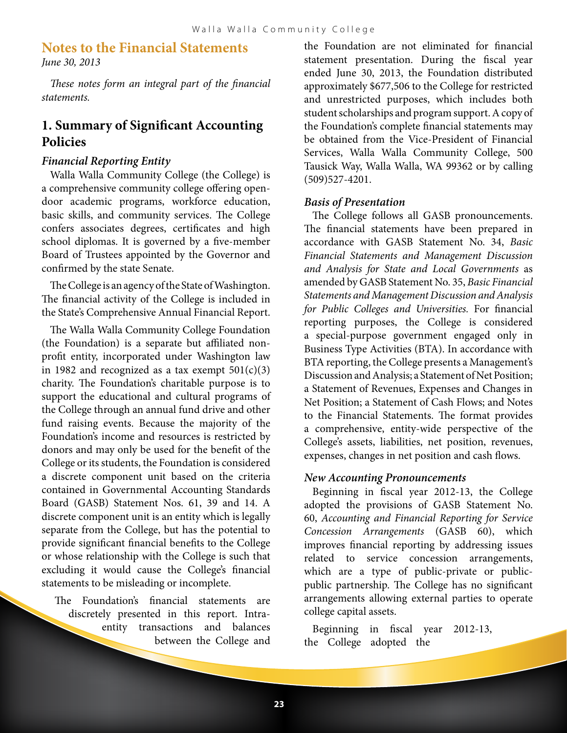## Notes to the Financial Statements

*June 30, 2013*

*These notes form an integral part of the financial statements.*

### 1. Summary of Significant Accounting Policies

#### *Financial Reporting Entity*

Walla Walla Community College (the College) is a comprehensive community college offering open-door academic programs, workforce education, basic skills, and community services. The College confers associates degrees, certificates and high school diplomas. It is governed by a five-member Board of Trustees appointed by the Governor and confirmed by the state Senate.

The College is an agency of the State of Washington. The financial activity of the College is included in the State's Comprehensive Annual Financial Report.

The Walla Walla Community College Foundation (the Foundation) is a separate but affiliated non-profit entity, incorporated under Washington law in 1982 and recognized as a tax exempt 501(c)(3) charity. The Foundation's charitable purpose is to support the educational and cultural programs of the College through an annual fund drive and other fund raising events. Because the majority of the Foundation's income and resources is restricted by donors and may only be used for the benefit of the College or its students, the Foundation is considered a discrete component unit based on the criteria contained in Governmental Accounting Standards Board (GASB) Statement Nos. 61, 39 and 14. A discrete component unit is an entity which is legally separate from the College, but has the potential to provide significant financial benefits to the College or whose relationship with the College is such that excluding it would cause the College's financial statements to be misleading or incomplete.

The Foundation's financial statements are discretely presented in this report. Intra-entity transactions and balances between the College and the Foundation are not eliminated for financial statement presentation. During the fiscal year ended June 30, 2013, the Foundation distributed approximately $677,506 to the College for restricted and unrestricted purposes, which includes both student scholarships and program support. A copy of the Foundation's complete financial statements may be obtained from the Vice-President of Financial Services, Walla Walla Community College, 500 Tausick Way, Walla Walla, WA 99362 or by calling (509)527-4201.

#### *Basis of Presentation*

The College follows all GASB pronouncements. The financial statements have been prepared in accordance with GASB Statement No. 34, *Basic Financial Statements and Management Discussion and Analysis for State and Local Governments* as amended by GASB Statement No. 35, *Basic Financial Statements and Management Discussion and Analysis for Public Colleges and Universities.* For financial reporting purposes, the College is considered a special-purpose government engaged only in Business Type Activities (BTA). In accordance with BTA reporting, the College presents a Management's Discussion and Analysis; a Statement of Net Position; a Statement of Revenues, Expenses and Changes in Net Position; a Statement of Cash Flows; and Notes to the Financial Statements. The format provides a comprehensive, entity-wide perspective of the College's assets, liabilities, net position, revenues, expenses, changes in net position and cash flows.

#### *New Accounting Pronouncements*

Beginning in fiscal year 2012-13, the College adopted the provisions of GASB Statement No. 60, *Accounting and Financial Reporting for Service Concession Arrangements* (GASB 60), which improves financial reporting by addressing issues related to service concession arrangements, which are a type of public-private or public-public partnership. The College has no significant arrangements allowing external parties to operate college capital assets.

Beginning in fiscal year 2012-13, the College adopted the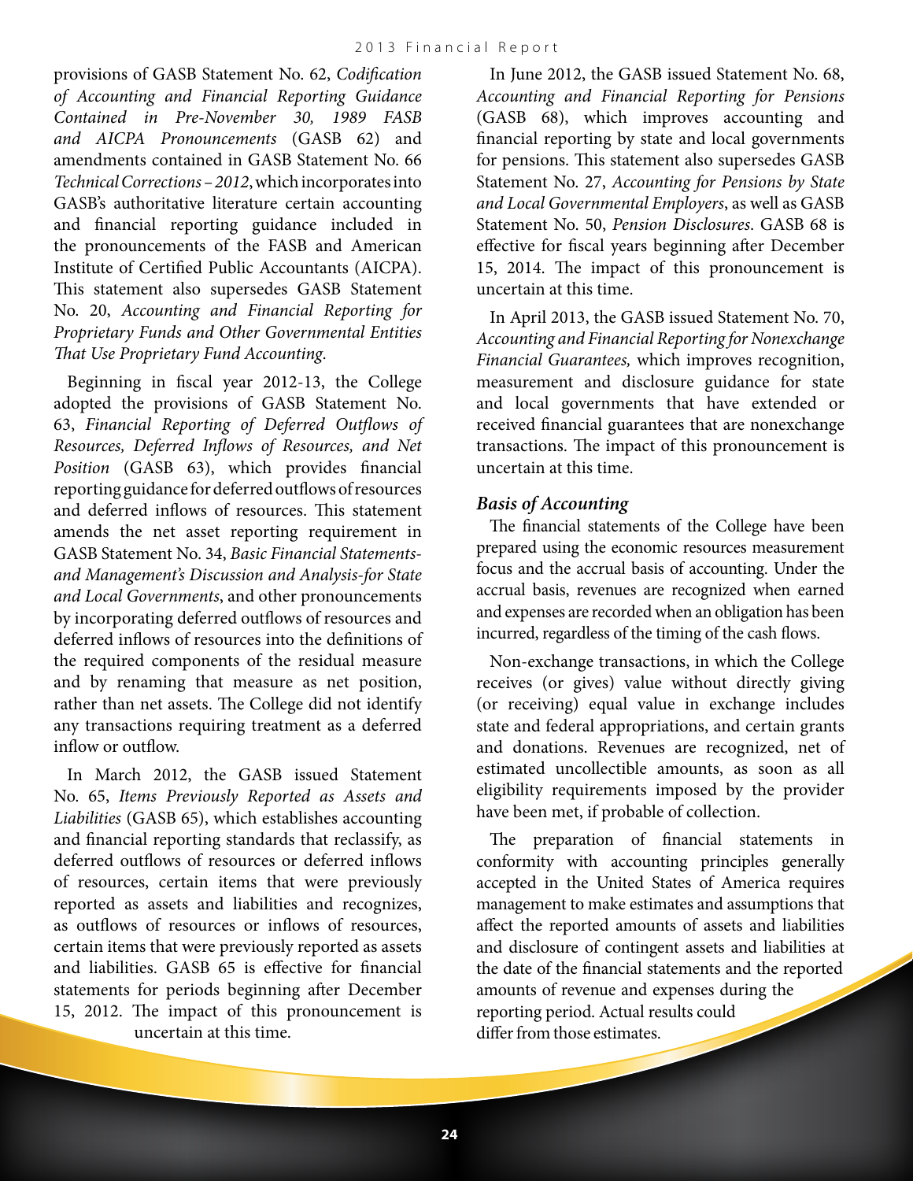provisions of GASB Statement No. 62, *Codification of Accounting and Financial Reporting Guidance Contained in Pre-November 30, 1989 FASB and AICPA Pronouncements* (GASB 62) and amendments contained in GASB Statement No. 66 *Technical Corrections – 2012*, which incorporates into GASB's authoritative literature certain accounting and financial reporting guidance included in the pronouncements of the FASB and American Institute of Certified Public Accountants (AICPA). This statement also supersedes GASB Statement No. 20, *Accounting and Financial Reporting for Proprietary Funds and Other Governmental Entities That Use Proprietary Fund Accounting*.

Beginning in fiscal year 2012-13, the College adopted the provisions of GASB Statement No. 63, *Financial Reporting of Deferred Outflows of Resources, Deferred Inflows of Resources, and Net Position* (GASB 63), which provides financial reporting guidance for deferred outflows of resources and deferred inflows of resources. This statement amends the net asset reporting requirement in GASB Statement No. 34, *Basic Financial Statements- and Management's Discussion and Analysis-for State and Local Governments*, and other pronouncements by incorporating deferred outflows of resources and deferred inflows of resources into the definitions of the required components of the residual measure and by renaming that measure as net position, rather than net assets. The College did not identify any transactions requiring treatment as a deferred inflow or outflow.

In March 2012, the GASB issued Statement No. 65, *Items Previously Reported as Assets and Liabilities* (GASB 65), which establishes accounting and financial reporting standards that reclassify, as deferred outflows of resources or deferred inflows of resources, certain items that were previously reported as assets and liabilities and recognizes, as outflows of resources or inflows of resources, certain items that were previously reported as assets and liabilities. GASB 65 is effective for financial statements for periods beginning after December 15, 2012. The impact of this pronouncement is uncertain at this time.

In June 2012, the GASB issued Statement No. 68, *Accounting and Financial Reporting for Pensions* (GASB 68), which improves accounting and financial reporting by state and local governments for pensions. This statement also supersedes GASB Statement No. 27, *Accounting for Pensions by State and Local Governmental Employers*, as well as GASB Statement No. 50, *Pension Disclosures*. GASB 68 is effective for fiscal years beginning after December 15, 2014. The impact of this pronouncement is uncertain at this time.

In April 2013, the GASB issued Statement No. 70, *Accounting and Financial Reporting for Nonexchange Financial Guarantees,* which improves recognition, measurement and disclosure guidance for state and local governments that have extended or received financial guarantees that are nonexchange transactions. The impact of this pronouncement is uncertain at this time.

### *Basis of Accounting*

The financial statements of the College have been prepared using the economic resources measurement focus and the accrual basis of accounting. Under the accrual basis, revenues are recognized when earned and expenses are recorded when an obligation has been incurred, regardless of the timing of the cash flows.

Non-exchange transactions, in which the College receives (or gives) value without directly giving (or receiving) equal value in exchange includes state and federal appropriations, and certain grants and donations. Revenues are recognized, net of estimated uncollectible amounts, as soon as all eligibility requirements imposed by the provider have been met, if probable of collection.

The preparation of financial statements in conformity with accounting principles generally accepted in the United States of America requires management to make estimates and assumptions that affect the reported amounts of assets and liabilities and disclosure of contingent assets and liabilities at the date of the financial statements and the reported amounts of revenue and expenses during the reporting period. Actual results could differ from those estimates.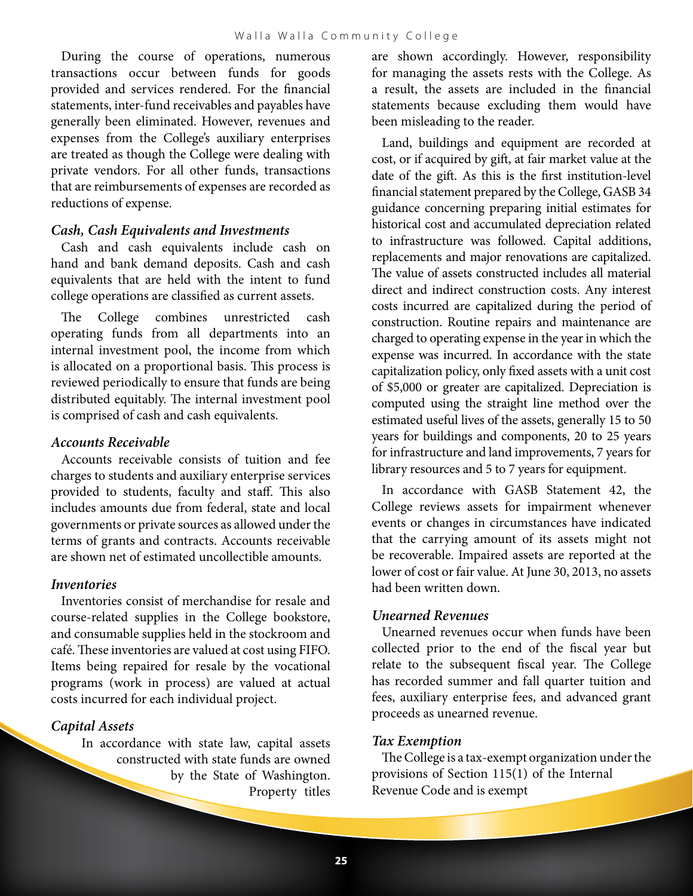During the course of operations, numerous transactions occur between funds for goods provided and services rendered. For the financial statements, inter-fund receivables and payables have generally been eliminated. However, revenues and expenses from the College's auxiliary enterprises are treated as though the College were dealing with private vendors. For all other funds, transactions that are reimbursements of expenses are recorded as reductions of expense.

### *Cash, Cash Equivalents and Investments*

Cash and cash equivalents include cash on hand and bank demand deposits. Cash and cash equivalents that are held with the intent to fund college operations are classified as current assets.

The College combines unrestricted cash operating funds from all departments into an internal investment pool, the income from which is allocated on a proportional basis. This process is reviewed periodically to ensure that funds are being distributed equitably. The internal investment pool is comprised of cash and cash equivalents.

### *Accounts Receivable*

Accounts receivable consists of tuition and fee charges to students and auxiliary enterprise services provided to students, faculty and staff. This also includes amounts due from federal, state and local governments or private sources as allowed under the terms of grants and contracts. Accounts receivable are shown net of estimated uncollectible amounts.

### *Inventories*

Inventories consist of merchandise for resale and course-related supplies in the College bookstore, and consumable supplies held in the stockroom and café. These inventories are valued at cost using FIFO. Items being repaired for resale by the vocational programs (work in process) are valued at actual costs incurred for each individual project.

### *Capital Assets*

In accordance with state law, capital assets constructed with state funds are owned by the State of Washington. Property titles are shown accordingly. However, responsibility for managing the assets rests with the College. As a result, the assets are included in the financial statements because excluding them would have been misleading to the reader.

Land, buildings and equipment are recorded at cost, or if acquired by gift, at fair market value at the date of the gift. As this is the first institution-level financial statement prepared by the College, GASB 34 guidance concerning preparing initial estimates for historical cost and accumulated depreciation related to infrastructure was followed. Capital additions, replacements and major renovations are capitalized. The value of assets constructed includes all material direct and indirect construction costs. Any interest costs incurred are capitalized during the period of construction. Routine repairs and maintenance are charged to operating expense in the year in which the expense was incurred. In accordance with the state capitalization policy, only fixed assets with a unit cost of $5,000 or greater are capitalized. Depreciation is computed using the straight line method over the estimated useful lives of the assets, generally 15 to 50 years for buildings and components, 20 to 25 years for infrastructure and land improvements, 7 years for library resources and 5 to 7 years for equipment.

In accordance with GASB Statement 42, the College reviews assets for impairment whenever events or changes in circumstances have indicated that the carrying amount of its assets might not be recoverable. Impaired assets are reported at the lower of cost or fair value. At June 30, 2013, no assets had been written down.

### *Unearned Revenues*

Unearned revenues occur when funds have been collected prior to the end of the fiscal year but relate to the subsequent fiscal year. The College has recorded summer and fall quarter tuition and fees, auxiliary enterprise fees, and advanced grant proceeds as unearned revenue.

### *Tax Exemption*

The College is a tax-exempt organization under the provisions of Section 115(1) of the Internal Revenue Code and is exempt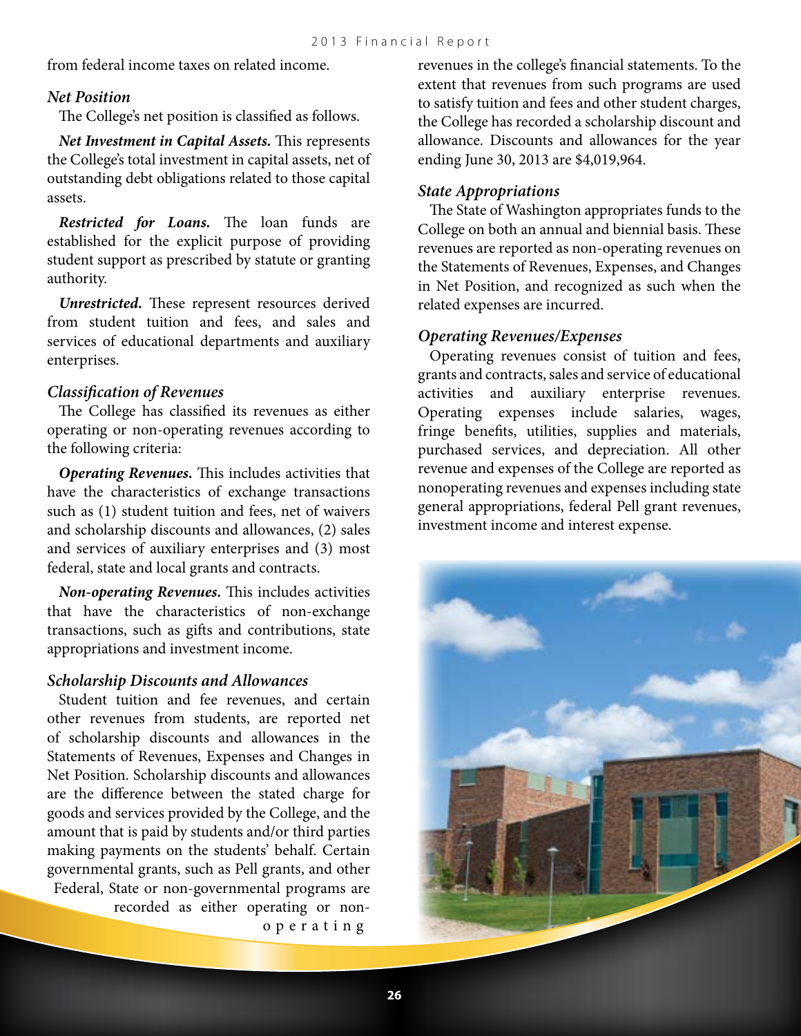from federal income taxes on related income.

### *Net Position*

The College's net position is classified as follows.

***Net Investment in Capital Assets.*** This represents the College's total investment in capital assets, net of outstanding debt obligations related to those capital assets.

***Restricted for Loans.*** The loan funds are established for the explicit purpose of providing student support as prescribed by statute or granting authority.

***Unrestricted.*** These represent resources derived from student tuition and fees, and sales and services of educational departments and auxiliary enterprises.

### *Classification of Revenues*

The College has classified its revenues as either operating or non-operating revenues according to the following criteria:

***Operating Revenues.*** This includes activities that have the characteristics of exchange transactions such as (1) student tuition and fees, net of waivers and scholarship discounts and allowances, (2) sales and services of auxiliary enterprises and (3) most federal, state and local grants and contracts.

***Non-operating Revenues.*** This includes activities that have the characteristics of non-exchange transactions, such as gifts and contributions, state appropriations and investment income.

### *Scholarship Discounts and Allowances*

Student tuition and fee revenues, and certain other revenues from students, are reported net of scholarship discounts and allowances in the Statements of Revenues, Expenses and Changes in Net Position. Scholarship discounts and allowances are the difference between the stated charge for goods and services provided by the College, and the amount that is paid by students and/or third parties making payments on the students' behalf. Certain governmental grants, such as Pell grants, and other Federal, State or non-governmental programs are recorded as either operating or non-operating revenues in the college's financial statements. To the extent that revenues from such programs are used to satisfy tuition and fees and other student charges, the College has recorded a scholarship discount and allowance. Discounts and allowances for the year ending June 30, 2013 are $4,019,964.

### *State Appropriations*

The State of Washington appropriates funds to the College on both an annual and biennial basis. These revenues are reported as non-operating revenues on the Statements of Revenues, Expenses, and Changes in Net Position, and recognized as such when the related expenses are incurred.

### *Operating Revenues/Expenses*

Operating revenues consist of tuition and fees, grants and contracts, sales and service of educational activities and auxiliary enterprise revenues. Operating expenses include salaries, wages, fringe benefits, utilities, supplies and materials, purchased services, and depreciation. All other revenue and expenses of the College are reported as nonoperating revenues and expenses including state general appropriations, federal Pell grant revenues, investment income and interest expense.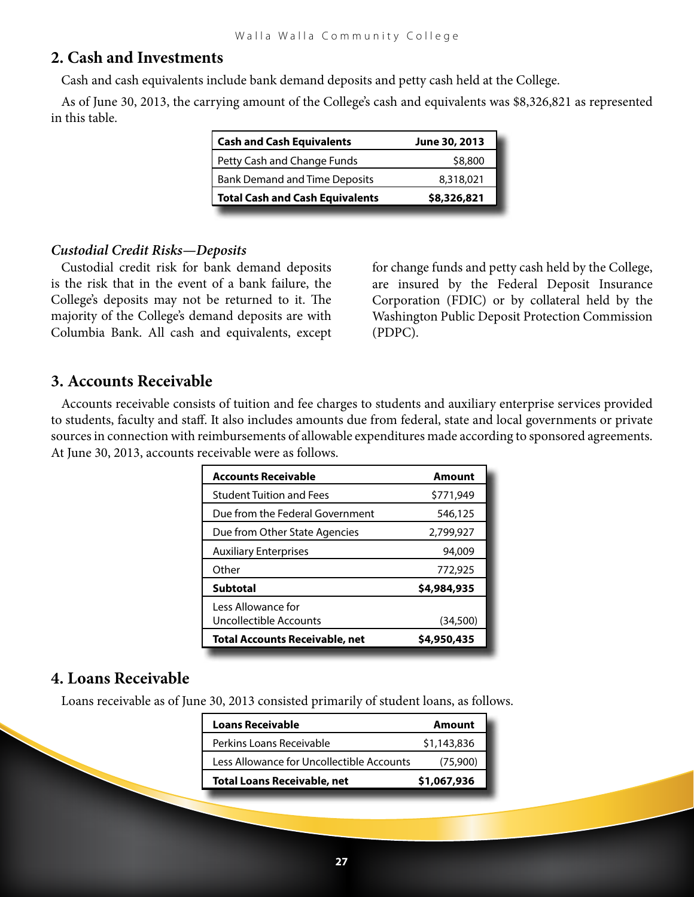## 2. Cash and Investments

Cash and cash equivalents include bank demand deposits and petty cash held at the College.

As of June 30, 2013, the carrying amount of the College's cash and equivalents was $8,326,821 as represented in this table.

| Cash and Cash Equivalents | June 30, 2013 |
|---|---|
| Petty Cash and Change Funds | $8,800 |
| Bank Demand and Time Deposits | 8,318,021 |
| **Total Cash and Cash Equivalents** | **$8,326,821** |

### *Custodial Credit Risks—Deposits*

Custodial credit risk for bank demand deposits is the risk that in the event of a bank failure, the College's deposits may not be returned to it. The majority of the College's demand deposits are with Columbia Bank. All cash and equivalents, except for change funds and petty cash held by the College, are insured by the Federal Deposit Insurance Corporation (FDIC) or by collateral held by the Washington Public Deposit Protection Commission (PDPC).

## 3. Accounts Receivable

Accounts receivable consists of tuition and fee charges to students and auxiliary enterprise services provided to students, faculty and staff. It also includes amounts due from federal, state and local governments or private sources in connection with reimbursements of allowable expenditures made according to sponsored agreements. At June 30, 2013, accounts receivable were as follows.

| Accounts Receivable | Amount |
|---|---|
| Student Tuition and Fees | $771,949 |
| Due from the Federal Government | 546,125 |
| Due from Other State Agencies | 2,799,927 |
| Auxiliary Enterprises | 94,009 |
| Other | 772,925 |
| **Subtotal** | **$4,984,935** |
| Less Allowance for Uncollectible Accounts | (34,500) |
| **Total Accounts Receivable, net** | **$4,950,435** |

## 4. Loans Receivable

Loans receivable as of June 30, 2013 consisted primarily of student loans, as follows.

| Loans Receivable | Amount |
|---|---|
| Perkins Loans Receivable | $1,143,836 |
| Less Allowance for Uncollectible Accounts | (75,900) |
| **Total Loans Receivable, net** | **$1,067,936** |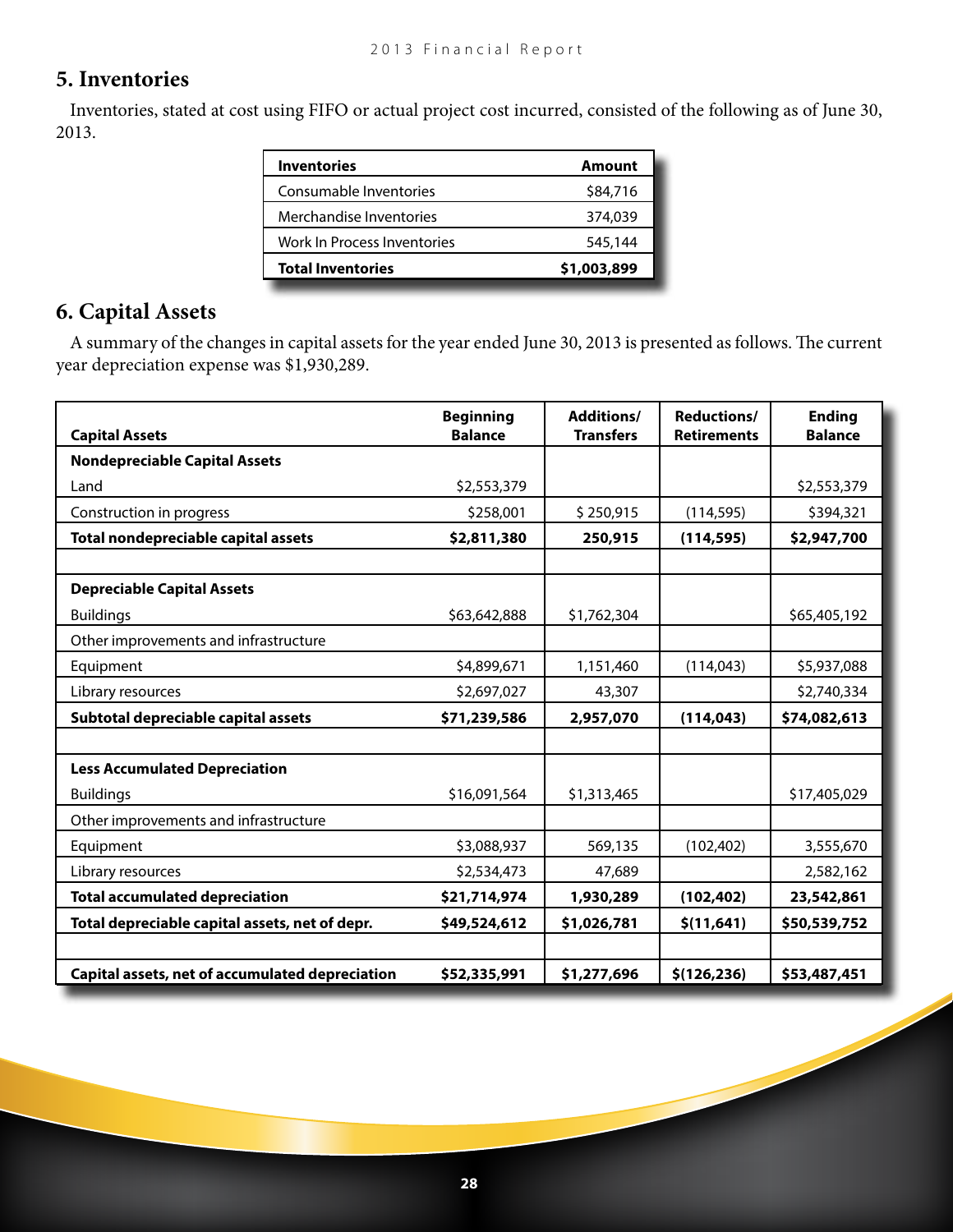## 5. Inventories

Inventories, stated at cost using FIFO or actual project cost incurred, consisted of the following as of June 30, 2013.

| Inventories | Amount |
|---|---|
| Consumable Inventories | $84,716 |
| Merchandise Inventories | 374,039 |
| Work In Process Inventories | 545,144 |
| **Total Inventories** | **$1,003,899** |

## 6. Capital Assets

A summary of the changes in capital assets for the year ended June 30, 2013 is presented as follows. The current year depreciation expense was $1,930,289.

| Capital Assets | Beginning Balance | Additions/ Transfers | Reductions/ Retirements | Ending Balance |
|---|---|---|---|---|
| **Nondepreciable Capital Assets** | | | | |
| Land | $2,553,379 | | | $2,553,379 |
| Construction in progress | $258,001 | $ 250,915 | (114,595) | $394,321 |
| **Total nondepreciable capital assets** | **$2,811,380** | **250,915** | **(114,595)** | **$2,947,700** |
| | | | | |
| **Depreciable Capital Assets** | | | | |
| Buildings | $63,642,888 | $1,762,304 | | $65,405,192 |
| Other improvements and infrastructure | | | | |
| Equipment | $4,899,671 | 1,151,460 | (114,043) | $5,937,088 |
| Library resources | $2,697,027 | 43,307 | | $2,740,334 |
| **Subtotal depreciable capital assets** | **$71,239,586** | **2,957,070** | **(114,043)** | **$74,082,613** |
| | | | | |
| **Less Accumulated Depreciation** | | | | |
| Buildings | $16,091,564 | $1,313,465 | | $17,405,029 |
| Other improvements and infrastructure | | | | |
| Equipment | $3,088,937 | 569,135 | (102,402) | 3,555,670 |
| Library resources | $2,534,473 | 47,689 | | 2,582,162 |
| **Total accumulated depreciation** | **$21,714,974** | **1,930,289** | **(102,402)** | **23,542,861** |
| **Total depreciable capital assets, net of depr.** | **$49,524,612** | **$1,026,781** | **$(11,641)** | **$50,539,752** |
| | | | | |
| **Capital assets, net of accumulated depreciation** | **$52,335,991** | **$1,277,696** | **$(126,236)** | **$53,487,451** |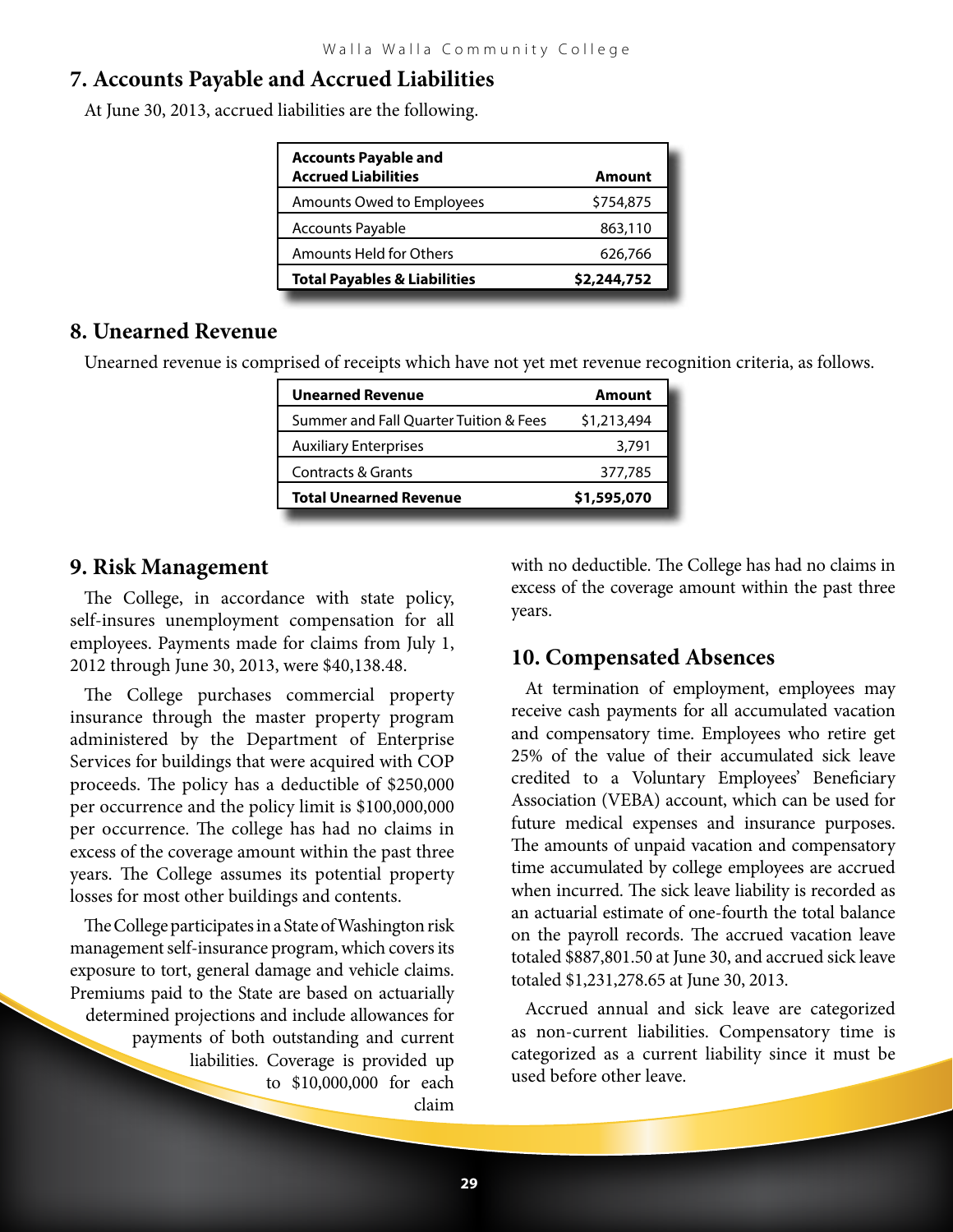## 7. Accounts Payable and Accrued Liabilities

At June 30, 2013, accrued liabilities are the following.

| Accounts Payable and Accrued Liabilities | Amount |
|---|---|
| Amounts Owed to Employees | $754,875 |
| Accounts Payable | 863,110 |
| Amounts Held for Others | 626,766 |
| **Total Payables & Liabilities** | **$2,244,752** |

## 8. Unearned Revenue

Unearned revenue is comprised of receipts which have not yet met revenue recognition criteria, as follows.

| Unearned Revenue | Amount |
|---|---|
| Summer and Fall Quarter Tuition & Fees | $1,213,494 |
| Auxiliary Enterprises | 3,791 |
| Contracts & Grants | 377,785 |
| **Total Unearned Revenue** | **$1,595,070** |

## 9. Risk Management

The College, in accordance with state policy, self-insures unemployment compensation for all employees. Payments made for claims from July 1, 2012 through June 30, 2013, were $40,138.48.

The College purchases commercial property insurance through the master property program administered by the Department of Enterprise Services for buildings that were acquired with COP proceeds. The policy has a deductible of $250,000 per occurrence and the policy limit is $100,000,000 per occurrence. The college has had no claims in excess of the coverage amount within the past three years. The College assumes its potential property losses for most other buildings and contents.

The College participates in a State of Washington risk management self-insurance program, which covers its exposure to tort, general damage and vehicle claims. Premiums paid to the State are based on actuarially determined projections and include allowances for payments of both outstanding and current liabilities. Coverage is provided up to $10,000,000 for each claim with no deductible. The College has had no claims in excess of the coverage amount within the past three years.

## 10. Compensated Absences

At termination of employment, employees may receive cash payments for all accumulated vacation and compensatory time. Employees who retire get 25% of the value of their accumulated sick leave credited to a Voluntary Employees' Beneficiary Association (VEBA) account, which can be used for future medical expenses and insurance purposes. The amounts of unpaid vacation and compensatory time accumulated by college employees are accrued when incurred. The sick leave liability is recorded as an actuarial estimate of one-fourth the total balance on the payroll records. The accrued vacation leave totaled $887,801.50 at June 30, and accrued sick leave totaled $1,231,278.65 at June 30, 2013.

Accrued annual and sick leave are categorized as non-current liabilities. Compensatory time is categorized as a current liability since it must be used before other leave.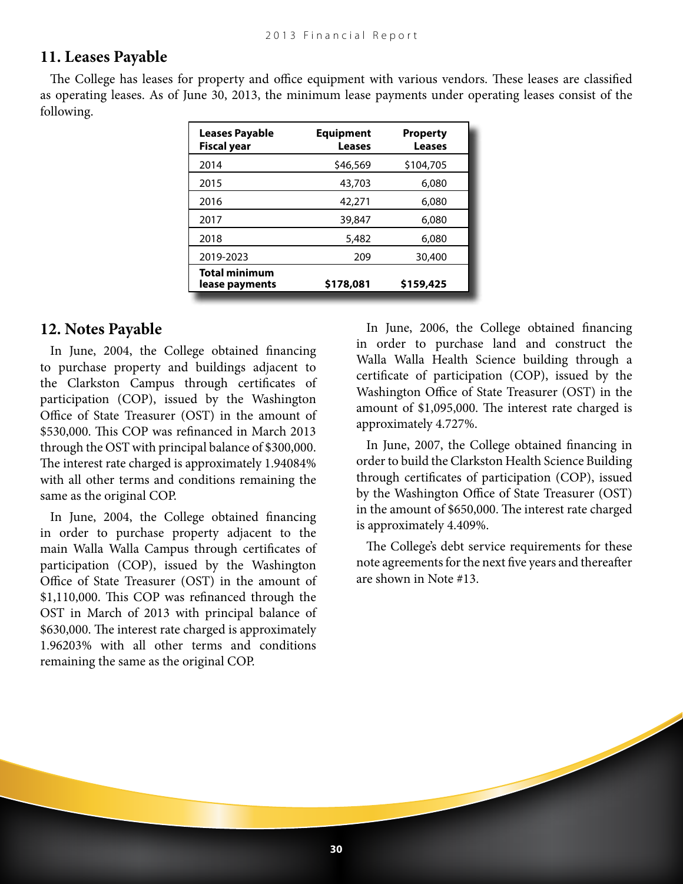## 11. Leases Payable

The College has leases for property and office equipment with various vendors. These leases are classified as operating leases. As of June 30, 2013, the minimum lease payments under operating leases consist of the following.

| Leases Payable Fiscal year | Equipment Leases | Property Leases |
|---|---:|---:|
| 2014 | $46,569 | $104,705 |
| 2015 | 43,703 | 6,080 |
| 2016 | 42,271 | 6,080 |
| 2017 | 39,847 | 6,080 |
| 2018 | 5,482 | 6,080 |
| 2019-2023 | 209 | 30,400 |
| **Total minimum lease payments** | **$178,081** | **$159,425** |

## 12. Notes Payable

In June, 2004, the College obtained financing to purchase property and buildings adjacent to the Clarkston Campus through certificates of participation (COP), issued by the Washington Office of State Treasurer (OST) in the amount of $530,000. This COP was refinanced in March 2013 through the OST with principal balance of $300,000. The interest rate charged is approximately 1.94084% with all other terms and conditions remaining the same as the original COP.

In June, 2004, the College obtained financing in order to purchase property adjacent to the main Walla Walla Campus through certificates of participation (COP), issued by the Washington Office of State Treasurer (OST) in the amount of $1,110,000. This COP was refinanced through the OST in March of 2013 with principal balance of $630,000. The interest rate charged is approximately 1.96203% with all other terms and conditions remaining the same as the original COP.

In June, 2006, the College obtained financing in order to purchase land and construct the Walla Walla Health Science building through a certificate of participation (COP), issued by the Washington Office of State Treasurer (OST) in the amount of $1,095,000. The interest rate charged is approximately 4.727%.

In June, 2007, the College obtained financing in order to build the Clarkston Health Science Building through certificates of participation (COP), issued by the Washington Office of State Treasurer (OST) in the amount of $650,000. The interest rate charged is approximately 4.409%.

The College's debt service requirements for these note agreements for the next five years and thereafter are shown in Note #13.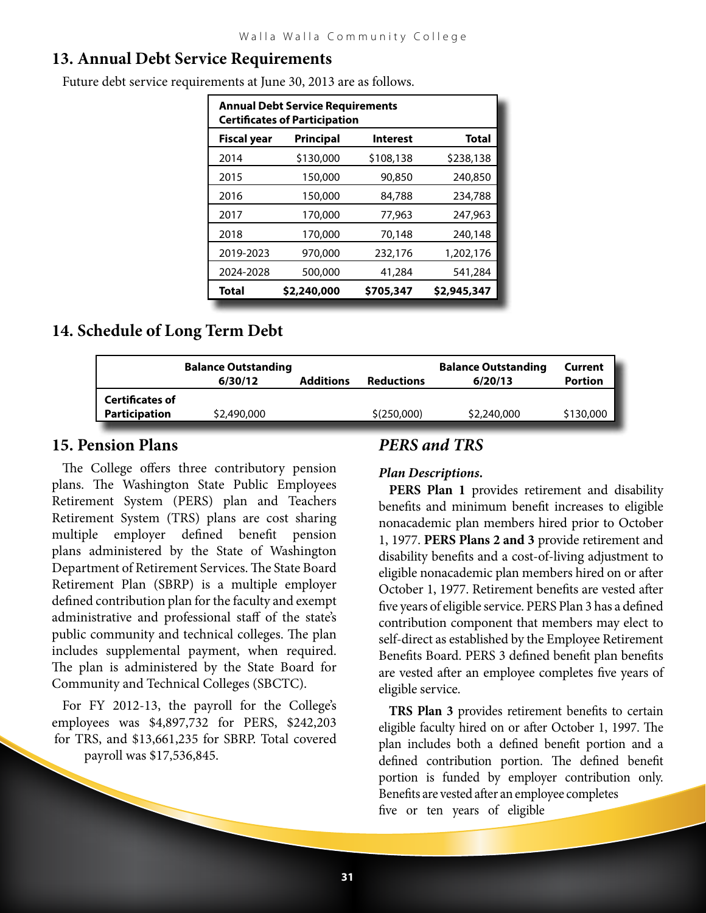## 13. Annual Debt Service Requirements

Future debt service requirements at June 30, 2013 are as follows.

| Annual Debt Service Requirements Certificates of Participation | | | |
|---|---|---|---|
| **Fiscal year** | **Principal** | **Interest** | **Total** |
| 2014 | $130,000 | $108,138 | $238,138 |
| 2015 | 150,000 | 90,850 | 240,850 |
| 2016 | 150,000 | 84,788 | 234,788 |
| 2017 | 170,000 | 77,963 | 247,963 |
| 2018 | 170,000 | 70,148 | 240,148 |
| 2019-2023 | 970,000 | 232,176 | 1,202,176 |
| 2024-2028 | 500,000 | 41,284 | 541,284 |
| **Total** | **$2,240,000** | **$705,347** | **$2,945,347** |

## 14. Schedule of Long Term Debt

| | Balance Outstanding 6/30/12 | Additions | Reductions | Balance Outstanding 6/20/13 | Current Portion |
|---|---|---|---|---|---|
| **Certificates of Participation** | $2,490,000 | | $(250,000) | $2,240,000 | $130,000 |

## 15. Pension Plans

The College offers three contributory pension plans. The Washington State Public Employees Retirement System (PERS) plan and Teachers Retirement System (TRS) plans are cost sharing multiple employer defined benefit pension plans administered by the State of Washington Department of Retirement Services. The State Board Retirement Plan (SBRP) is a multiple employer defined contribution plan for the faculty and exempt administrative and professional staff of the state's public community and technical colleges. The plan includes supplemental payment, when required. The plan is administered by the State Board for Community and Technical Colleges (SBCTC).

For FY 2012-13, the payroll for the College's employees was $4,897,732 for PERS, $242,203 for TRS, and $13,661,235 for SBRP. Total covered payroll was $17,536,845.

### *PERS and TRS*

***Plan Descriptions.***

**PERS Plan 1** provides retirement and disability benefits and minimum benefit increases to eligible nonacademic plan members hired prior to October 1, 1977. **PERS Plans 2 and 3** provide retirement and disability benefits and a cost-of-living adjustment to eligible nonacademic plan members hired on or after October 1, 1977. Retirement benefits are vested after five years of eligible service. PERS Plan 3 has a defined contribution component that members may elect to self-direct as established by the Employee Retirement Benefits Board. PERS 3 defined benefit plan benefits are vested after an employee completes five years of eligible service.

**TRS Plan 3** provides retirement benefits to certain eligible faculty hired on or after October 1, 1997. The plan includes both a defined benefit portion and a defined contribution portion. The defined benefit portion is funded by employer contribution only. Benefits are vested after an employee completes five or ten years of eligible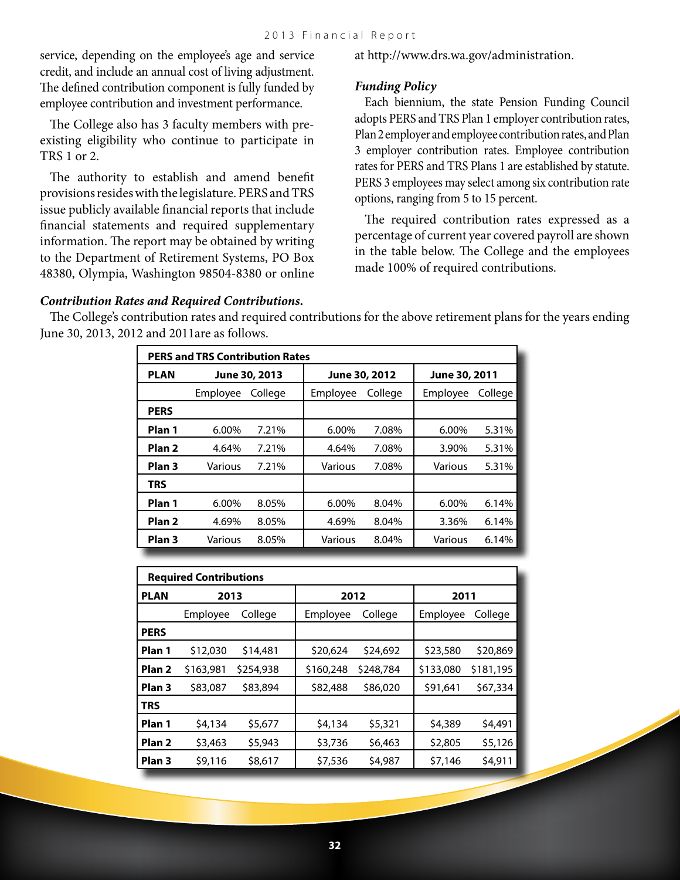service, depending on the employee's age and service credit, and include an annual cost of living adjustment. The defined contribution component is fully funded by employee contribution and investment performance.

The College also has 3 faculty members with pre-existing eligibility who continue to participate in TRS 1 or 2.

The authority to establish and amend benefit provisions resides with the legislature. PERS and TRS issue publicly available financial reports that include financial statements and required supplementary information. The report may be obtained by writing to the Department of Retirement Systems, PO Box 48380, Olympia, Washington 98504-8380 or online at http://www.drs.wa.gov/administration.

***Funding Policy***

Each biennium, the state Pension Funding Council adopts PERS and TRS Plan 1 employer contribution rates, Plan 2 employer and employee contribution rates, and Plan 3 employer contribution rates. Employee contribution rates for PERS and TRS Plans 1 are established by statute. PERS 3 employees may select among six contribution rate options, ranging from 5 to 15 percent.

The required contribution rates expressed as a percentage of current year covered payroll are shown in the table below. The College and the employees made 100% of required contributions.

***Contribution Rates and Required Contributions.***

The College's contribution rates and required contributions for the above retirement plans for the years ending June 30, 2013, 2012 and 2011are as follows.

| **PERS and TRS Contribution Rates** | | | | | | |
|---|---|---|---|---|---|---|
| **PLAN** | **June 30, 2013** | | **June 30, 2012** | | **June 30, 2011** | |
| | Employee | College | Employee | College | Employee | College |
| **PERS** | | | | | | |
| **Plan 1** | 6.00% | 7.21% | 6.00% | 7.08% | 6.00% | 5.31% |
| **Plan 2** | 4.64% | 7.21% | 4.64% | 7.08% | 3.90% | 5.31% |
| **Plan 3** | Various | 7.21% | Various | 7.08% | Various | 5.31% |
| **TRS** | | | | | | |
| **Plan 1** | 6.00% | 8.05% | 6.00% | 8.04% | 6.00% | 6.14% |
| **Plan 2** | 4.69% | 8.05% | 4.69% | 8.04% | 3.36% | 6.14% |
| **Plan 3** | Various | 8.05% | Various | 8.04% | Various | 6.14% |

| **Required Contributions** | | | | | | |
|---|---|---|---|---|---|---|
| **PLAN** | **2013** | | **2012** | | **2011** | |
| | Employee | College | Employee | College | Employee | College |
| **PERS** | | | | | | |
| **Plan 1** | $12,030 | $14,481 | $20,624 | $24,692 | $23,580 | $20,869 |
| **Plan 2** | $163,981 | $254,938 | $160,248 | $248,784 | $133,080 | $181,195 |
| **Plan 3** | $83,087 | $83,894 | $82,488 | $86,020 | $91,641 | $67,334 |
| **TRS** | | | | | | |
| **Plan 1** | $4,134 | $5,677 | $4,134 | $5,321 | $4,389 | $4,491 |
| **Plan 2** | $3,463 | $5,943 | $3,736 | $6,463 | $2,805 | $5,126 |
| **Plan 3** | $9,116 | $8,617 | $7,536 | $4,987 | $7,146 | $4,911 |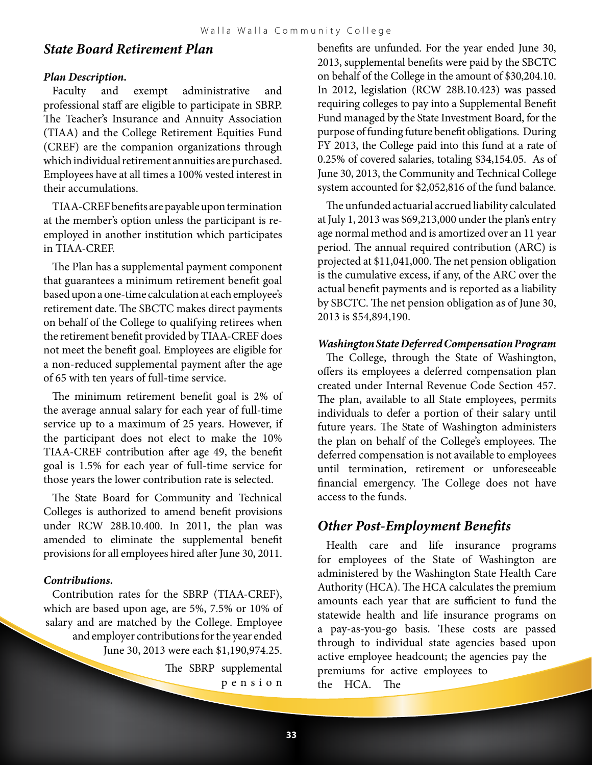## State Board Retirement Plan

***Plan Description.***

Faculty and exempt administrative and professional staff are eligible to participate in SBRP. The Teacher's Insurance and Annuity Association (TIAA) and the College Retirement Equities Fund (CREF) are the companion organizations through which individual retirement annuities are purchased. Employees have at all times a 100% vested interest in their accumulations.

TIAA-CREF benefits are payable upon termination at the member's option unless the participant is re-employed in another institution which participates in TIAA-CREF.

The Plan has a supplemental payment component that guarantees a minimum retirement benefit goal based upon a one-time calculation at each employee's retirement date. The SBCTC makes direct payments on behalf of the College to qualifying retirees when the retirement benefit provided by TIAA-CREF does not meet the benefit goal. Employees are eligible for a non-reduced supplemental payment after the age of 65 with ten years of full-time service.

The minimum retirement benefit goal is 2% of the average annual salary for each year of full-time service up to a maximum of 25 years. However, if the participant does not elect to make the 10% TIAA-CREF contribution after age 49, the benefit goal is 1.5% for each year of full-time service for those years the lower contribution rate is selected.

The State Board for Community and Technical Colleges is authorized to amend benefit provisions under RCW 28B.10.400. In 2011, the plan was amended to eliminate the supplemental benefit provisions for all employees hired after June 30, 2011.

***Contributions.***

Contribution rates for the SBRP (TIAA-CREF), which are based upon age, are 5%, 7.5% or 10% of salary and are matched by the College. Employee and employer contributions for the year ended June 30, 2013 were each $1,190,974.25.

The SBRP supplemental pension benefits are unfunded. For the year ended June 30, 2013, supplemental benefits were paid by the SBCTC on behalf of the College in the amount of $30,204.10. In 2012, legislation (RCW 28B.10.423) was passed requiring colleges to pay into a Supplemental Benefit Fund managed by the State Investment Board, for the purpose of funding future benefit obligations. During FY 2013, the College paid into this fund at a rate of 0.25% of covered salaries, totaling $34,154.05. As of June 30, 2013, the Community and Technical College system accounted for $2,052,816 of the fund balance.

The unfunded actuarial accrued liability calculated at July 1, 2013 was $69,213,000 under the plan's entry age normal method and is amortized over an 11 year period. The annual required contribution (ARC) is projected at $11,041,000. The net pension obligation is the cumulative excess, if any, of the ARC over the actual benefit payments and is reported as a liability by SBCTC. The net pension obligation as of June 30, 2013 is $54,894,190.

***Washington State Deferred Compensation Program***

The College, through the State of Washington, offers its employees a deferred compensation plan created under Internal Revenue Code Section 457. The plan, available to all State employees, permits individuals to defer a portion of their salary until future years. The State of Washington administers the plan on behalf of the College's employees. The deferred compensation is not available to employees until termination, retirement or unforeseeable financial emergency. The College does not have access to the funds.

## Other Post-Employment Benefits

Health care and life insurance programs for employees of the State of Washington are administered by the Washington State Health Care Authority (HCA). The HCA calculates the premium amounts each year that are sufficient to fund the statewide health and life insurance programs on a pay-as-you-go basis. These costs are passed through to individual state agencies based upon active employee headcount; the agencies pay the premiums for active employees to the HCA. The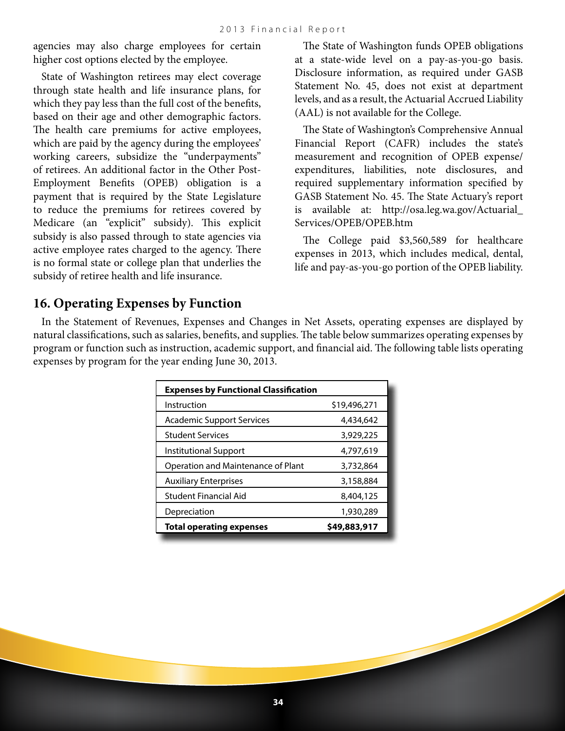agencies may also charge employees for certain higher cost options elected by the employee.

State of Washington retirees may elect coverage through state health and life insurance plans, for which they pay less than the full cost of the benefits, based on their age and other demographic factors. The health care premiums for active employees, which are paid by the agency during the employees' working careers, subsidize the "underpayments" of retirees. An additional factor in the Other Post-Employment Benefits (OPEB) obligation is a payment that is required by the State Legislature to reduce the premiums for retirees covered by Medicare (an "explicit" subsidy). This explicit subsidy is also passed through to state agencies via active employee rates charged to the agency. There is no formal state or college plan that underlies the subsidy of retiree health and life insurance.

The State of Washington funds OPEB obligations at a state-wide level on a pay-as-you-go basis. Disclosure information, as required under GASB Statement No. 45, does not exist at department levels, and as a result, the Actuarial Accrued Liability (AAL) is not available for the College.

The State of Washington's Comprehensive Annual Financial Report (CAFR) includes the state's measurement and recognition of OPEB expense/expenditures, liabilities, note disclosures, and required supplementary information specified by GASB Statement No. 45. The State Actuary's report is available at: http://osa.leg.wa.gov/Actuarial_Services/OPEB/OPEB.htm

The College paid $3,560,589 for healthcare expenses in 2013, which includes medical, dental, life and pay-as-you-go portion of the OPEB liability.

## 16. Operating Expenses by Function

In the Statement of Revenues, Expenses and Changes in Net Assets, operating expenses are displayed by natural classifications, such as salaries, benefits, and supplies. The table below summarizes operating expenses by program or function such as instruction, academic support, and financial aid. The following table lists operating expenses by program for the year ending June 30, 2013.

| **Expenses by Functional Classification** | |
|---|---|
| Instruction | $19,496,271 |
| Academic Support Services | 4,434,642 |
| Student Services | 3,929,225 |
| Institutional Support | 4,797,619 |
| Operation and Maintenance of Plant | 3,732,864 |
| Auxiliary Enterprises | 3,158,884 |
| Student Financial Aid | 8,404,125 |
| Depreciation | 1,930,289 |
| **Total operating expenses** | **$49,883,917** |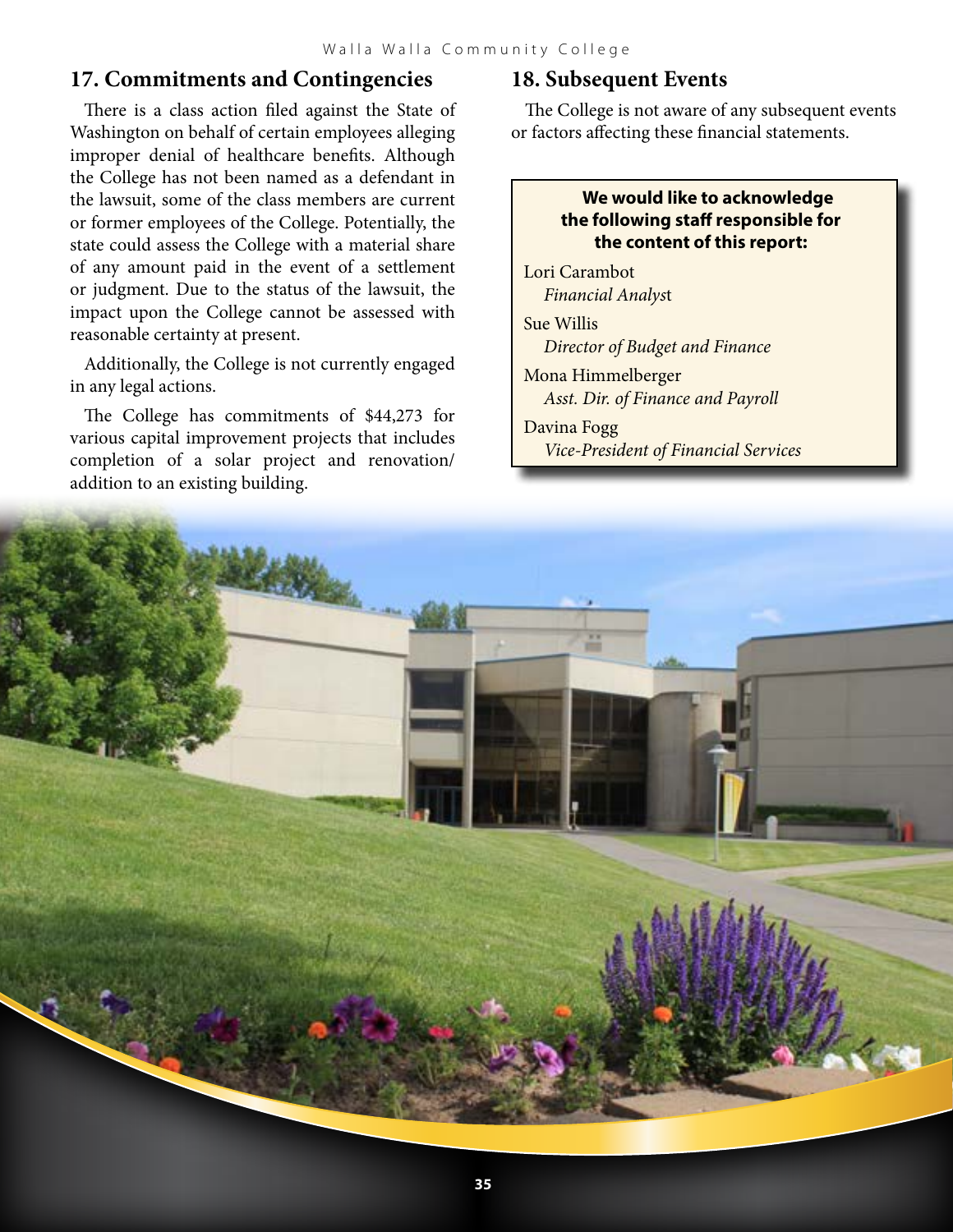## 17. Commitments and Contingencies

There is a class action filed against the State of Washington on behalf of certain employees alleging improper denial of healthcare benefits. Although the College has not been named as a defendant in the lawsuit, some of the class members are current or former employees of the College. Potentially, the state could assess the College with a material share of any amount paid in the event of a settlement or judgment. Due to the status of the lawsuit, the impact upon the College cannot be assessed with reasonable certainty at present.

Additionally, the College is not currently engaged in any legal actions.

The College has commitments of $44,273 for various capital improvement projects that includes completion of a solar project and renovation/addition to an existing building.

## 18. Subsequent Events

The College is not aware of any subsequent events or factors affecting these financial statements.

**We would like to acknowledge the following staff responsible for the content of this report:**

Lori Carambot
*Financial Analyst*

Sue Willis
*Director of Budget and Finance*

Mona Himmelberger
*Asst. Dir. of Finance and Payroll*

Davina Fogg
*Vice-President of Financial Services*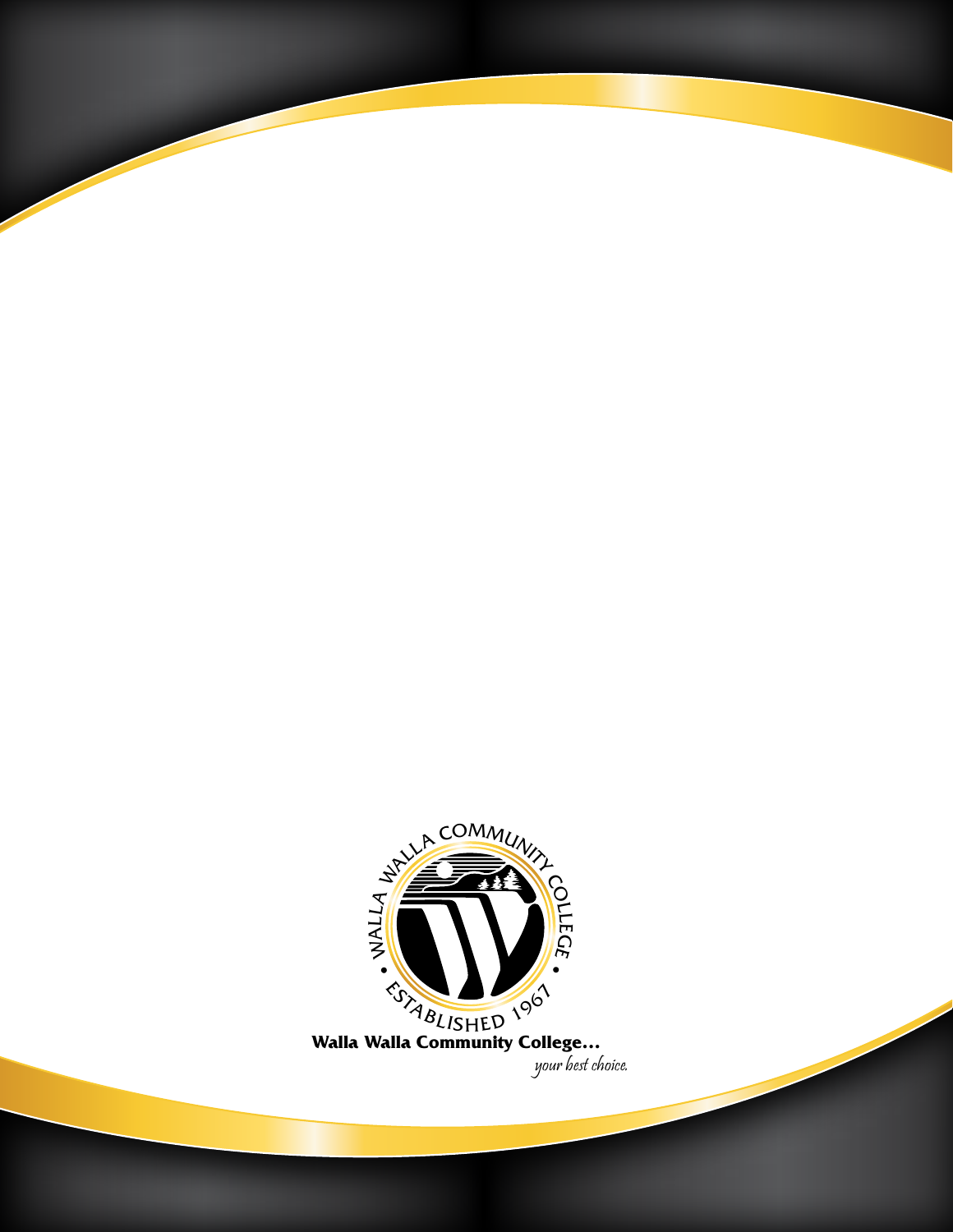**Walla Walla Community College…**

*your best choice.*